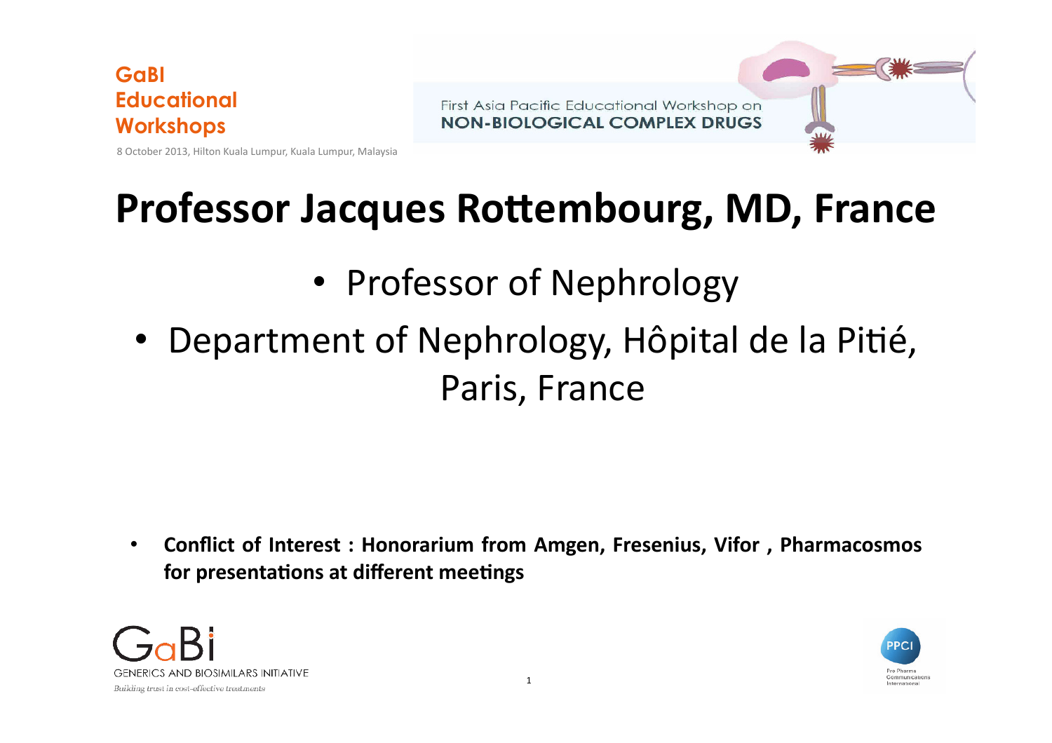GaBI Educational Workshops

8 October 2013, Hilton Kuala Lumpur, Kuala Lumpur, Malaysia

First Asia Pacific Educational Workshop on
NON-BIOLOGICAL COMPLEX DRUGS

# Professor Jacques Rottembourg, MD, France

- Professor of Nephrology
- Department of Nephrology, Hôpital de la Pitié, Paris, France

- **Conflict of Interest : Honorarium from Amgen, Fresenius, Vifor , Pharmacosmos for presentations at different meetings**

GaBi
GENERICS AND BIOSIMILARS INITIATIVE
*Building trust in cost-effective treatments*

PPCI
Pro Pharma Communications International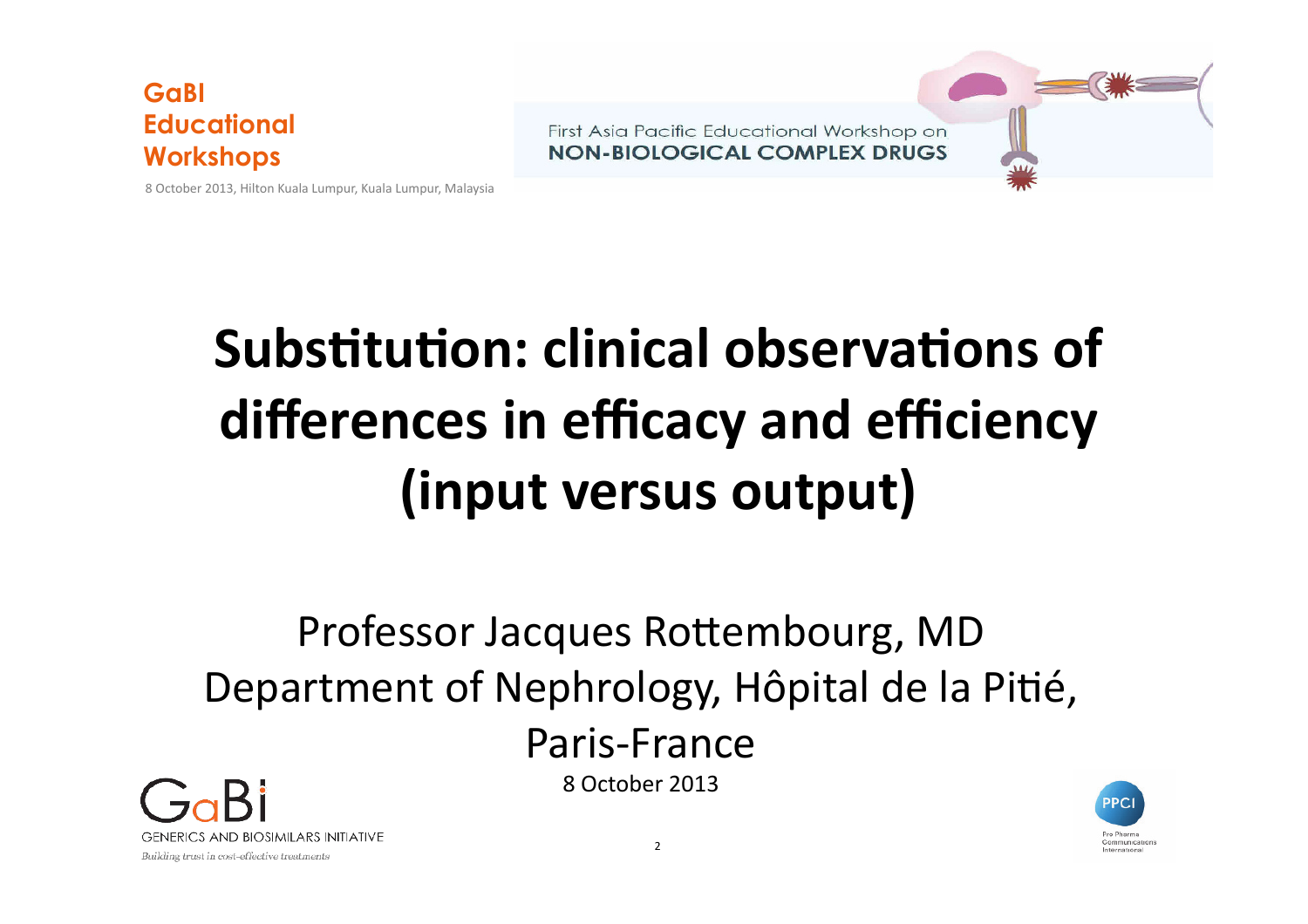# Substitution: clinical observations of differences in efficacy and efficiency (input versus output)

Professor Jacques Rottembourg, MD
Department of Nephrology, Hôpital de la Pitié, Paris-France

8 October 2013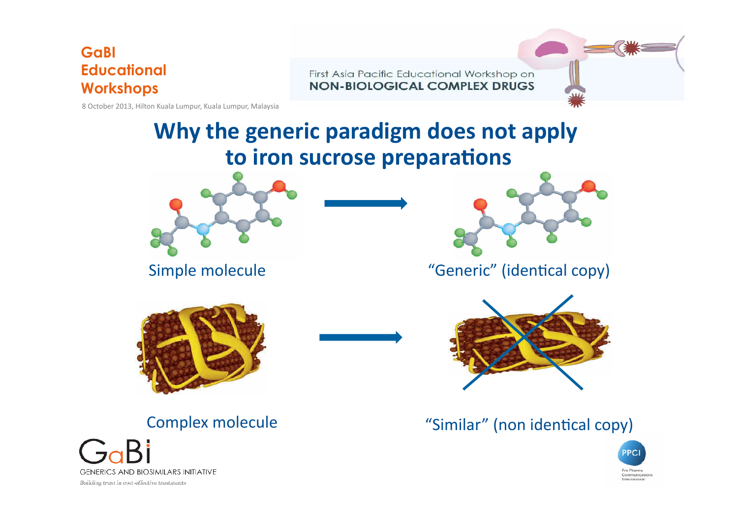# Why the generic paradigm does not apply to iron sucrose preparations

Simple molecule → "Generic" (identical copy)

Complex molecule → "Similar" (non identical copy)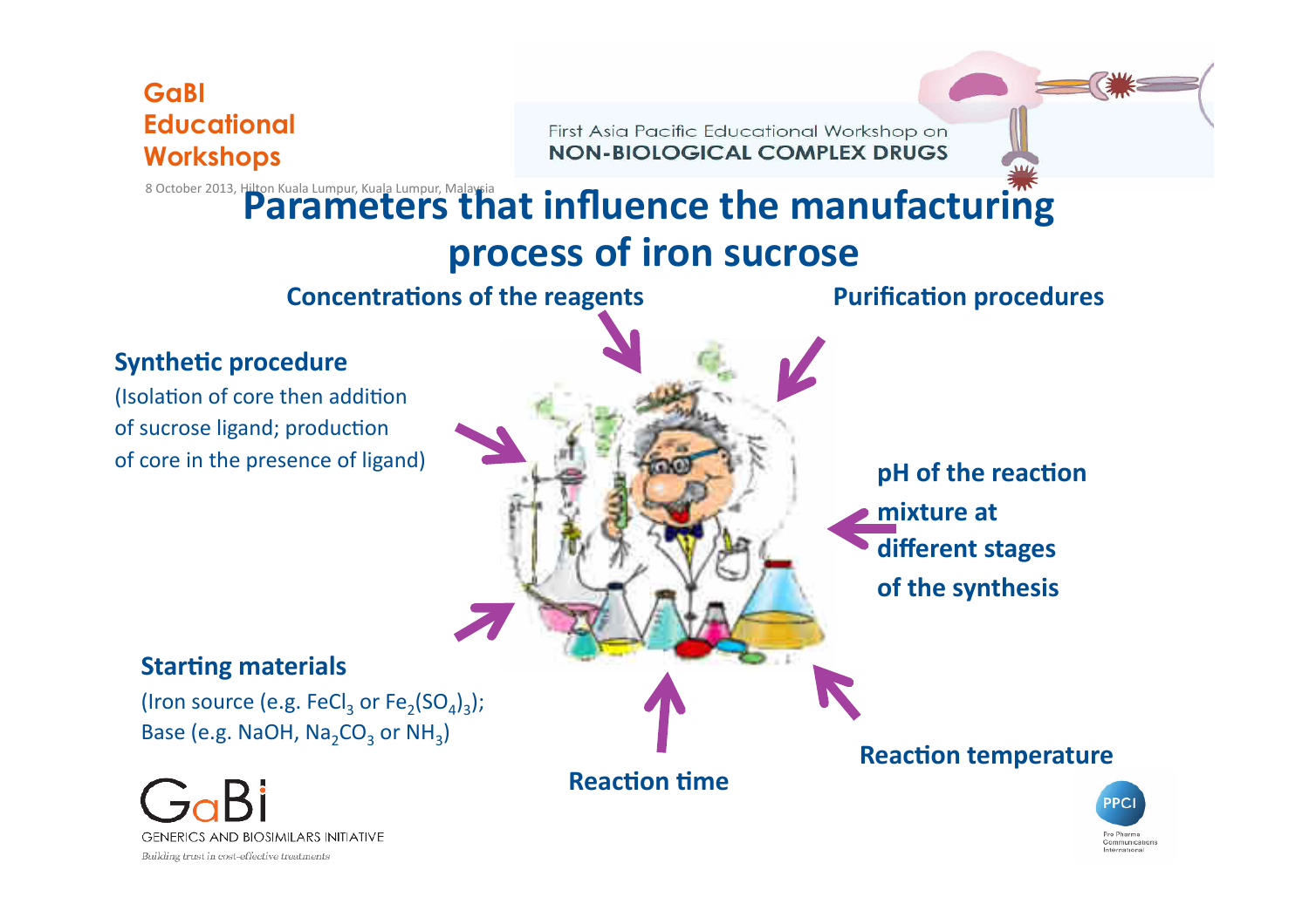# Parameters that influence the manufacturing process of iron sucrose

**Concentrations of the reagents**

**Purification procedures**

**Synthetic procedure**
(Isolation of core then addition of sucrose ligand; production of core in the presence of ligand)

**pH of the reaction mixture at different stages of the synthesis**

**Starting materials**
(Iron source (e.g. $FeCl_3$ or $Fe_2(SO_4)_3$); Base (e.g. NaOH, $Na_2CO_3$ or $NH_3$)

**Reaction time**

**Reaction temperature**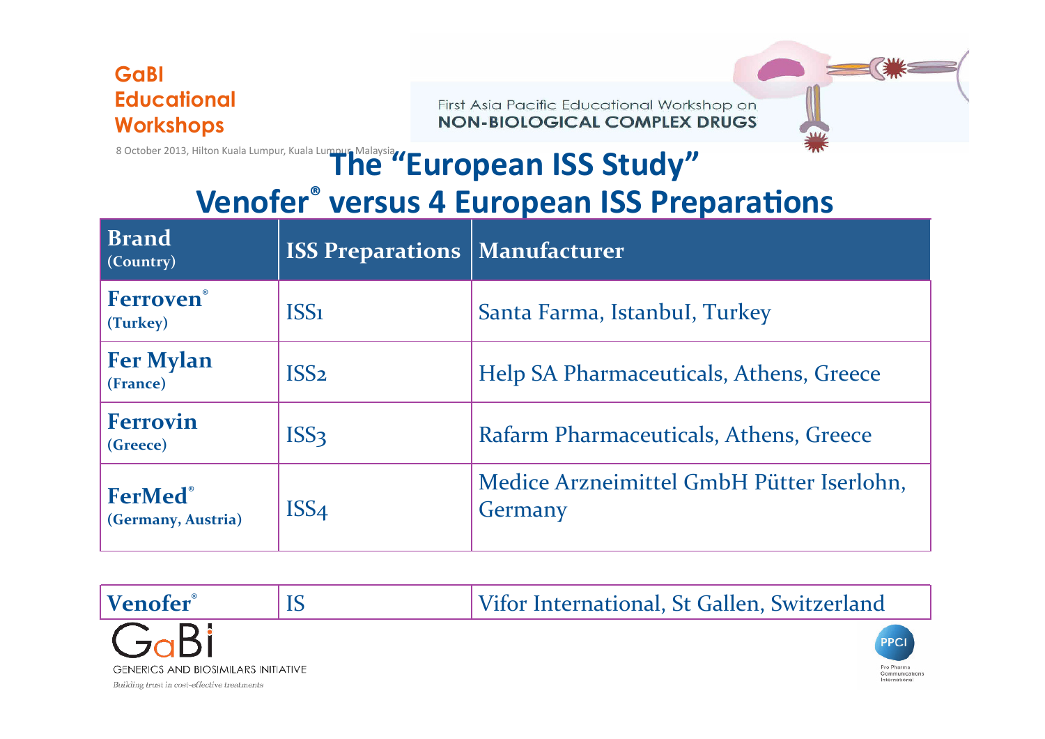# The "European ISS Study"

## Venofer® versus 4 European ISS Preparations

| Brand (Country) | ISS Preparations | Manufacturer |
| --- | --- | --- |
| **Ferroven®** (Turkey) | ISS1 | Santa Farma, Istanbul, Turkey |
| **Fer Mylan** (France) | ISS2 | Help SA Pharmaceuticals, Athens, Greece |
| **Ferrovin** (Greece) | ISS3 | Rafarm Pharmaceuticals, Athens, Greece |
| **FerMed®** (Germany, Austria) | ISS4 | Medice Arzneimittel GmbH Pütter Iserlohn, Germany |
| **Venofer®** | IS | Vifor International, St Gallen, Switzerland |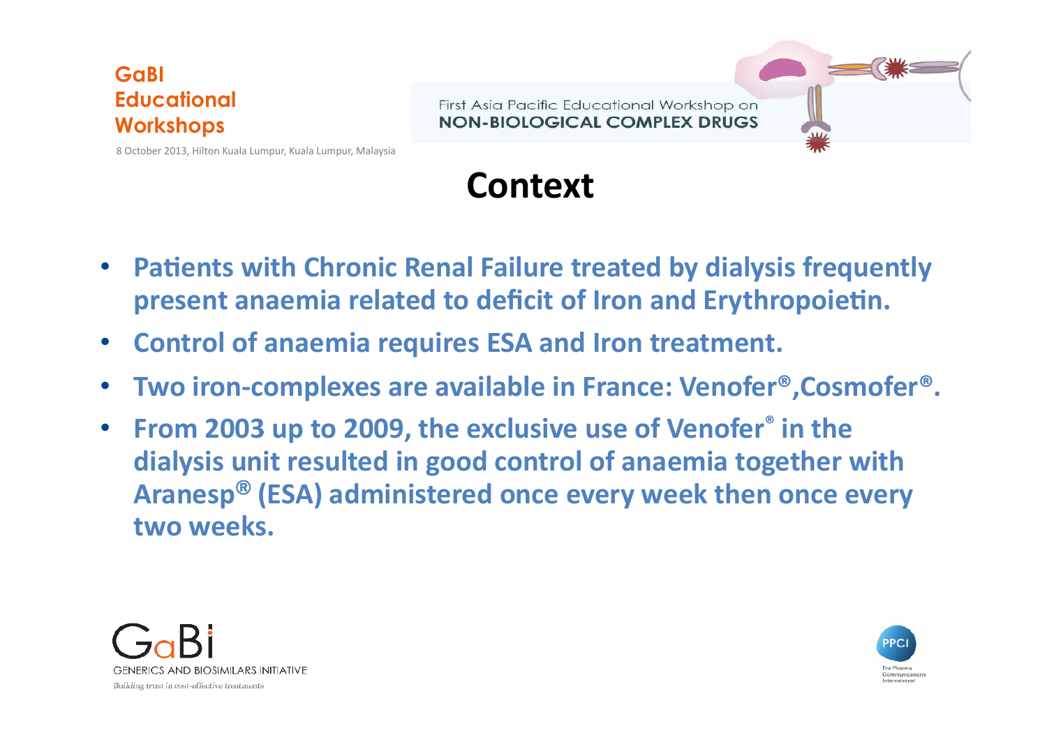# Context

- **Patients with Chronic Renal Failure treated by dialysis frequently present anaemia related to deficit of Iron and Erythropoietin.**
- **Control of anaemia requires ESA and Iron treatment.**
- **Two iron-complexes are available in France: Venofer®,Cosmofer®.**
- **From 2003 up to 2009, the exclusive use of Venofer® in the dialysis unit resulted in good control of anaemia together with Aranesp® (ESA) administered once every week then once every two weeks.**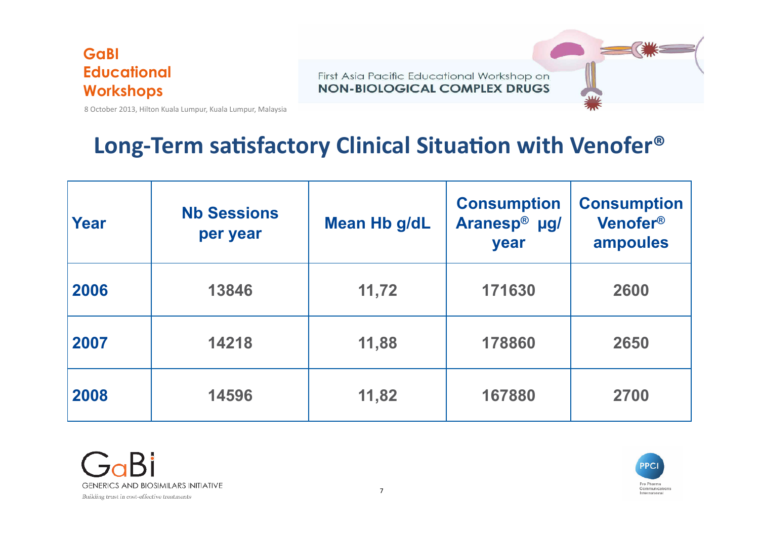## Long-Term satisfactory Clinical Situation with Venofer®

| Year | Nb Sessions per year | Mean Hb g/dL | Consumption Aranesp® µg/ year | Consumption Venofer® ampoules |
|---|---|---|---|---|
| 2006 | 13846 | 11,72 | 171630 | 2600 |
| 2007 | 14218 | 11,88 | 178860 | 2650 |
| 2008 | 14596 | 11,82 | 167880 | 2700 |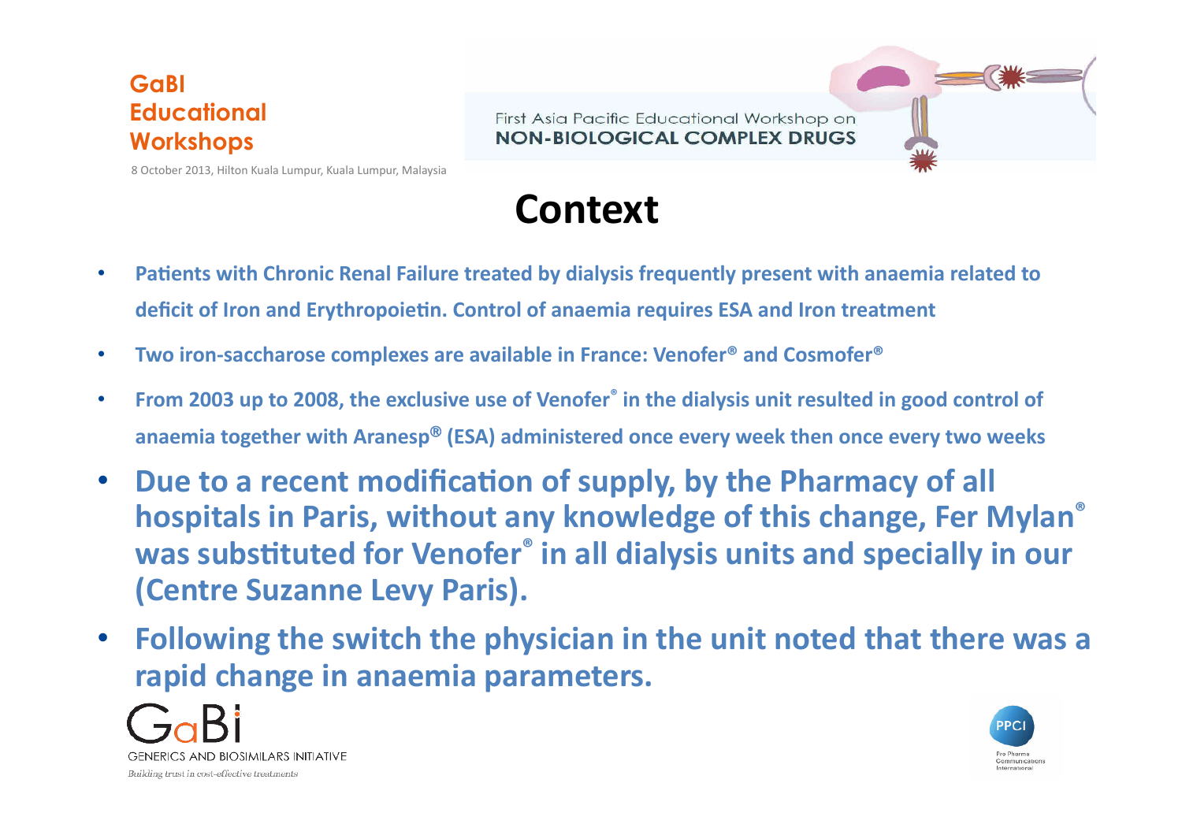# Context

- Patients with Chronic Renal Failure treated by dialysis frequently present with anaemia related to deficit of Iron and Erythropoietin. Control of anaemia requires ESA and Iron treatment
- Two iron-saccharose complexes are available in France: Venofer® and Cosmofer®
- From 2003 up to 2008, the exclusive use of Venofer® in the dialysis unit resulted in good control of anaemia together with Aranesp® (ESA) administered once every week then once every two weeks
- **Due to a recent modification of supply, by the Pharmacy of all hospitals in Paris, without any knowledge of this change, Fer Mylan® was substituted for Venofer® in all dialysis units and specially in our (Centre Suzanne Levy Paris).**
- **Following the switch the physician in the unit noted that there was a rapid change in anaemia parameters.**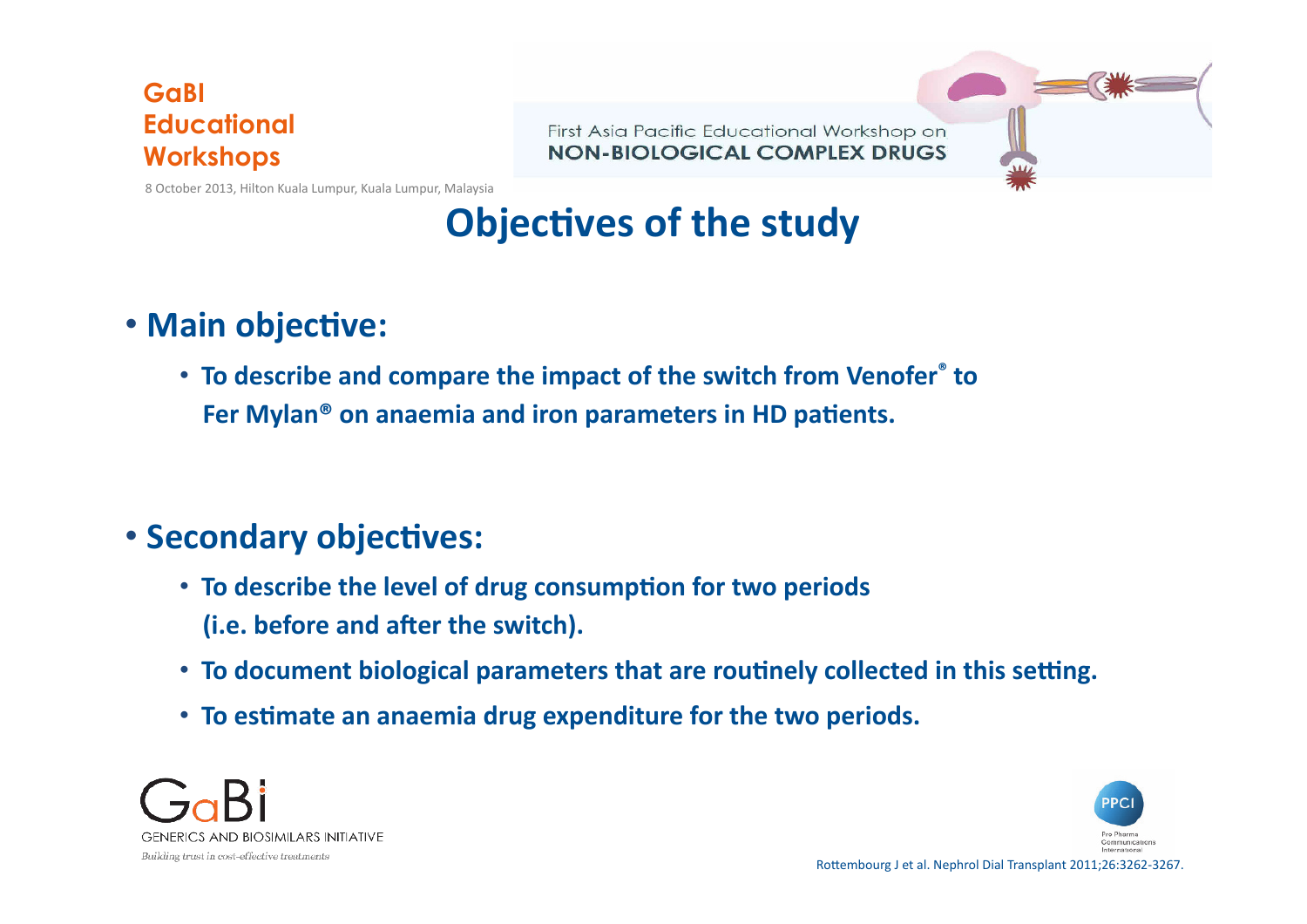# Objectives of the study

- **Main objective:**
  - **To describe and compare the impact of the switch from Venofer® to Fer Mylan® on anaemia and iron parameters in HD patients.**

- **Secondary objectives:**
  - **To describe the level of drug consumption for two periods (i.e. before and after the switch).**
  - **To document biological parameters that are routinely collected in this setting.**
  - **To estimate an anaemia drug expenditure for the two periods.**

Rottembourg J et al. Nephrol Dial Transplant 2011;26:3262-3267.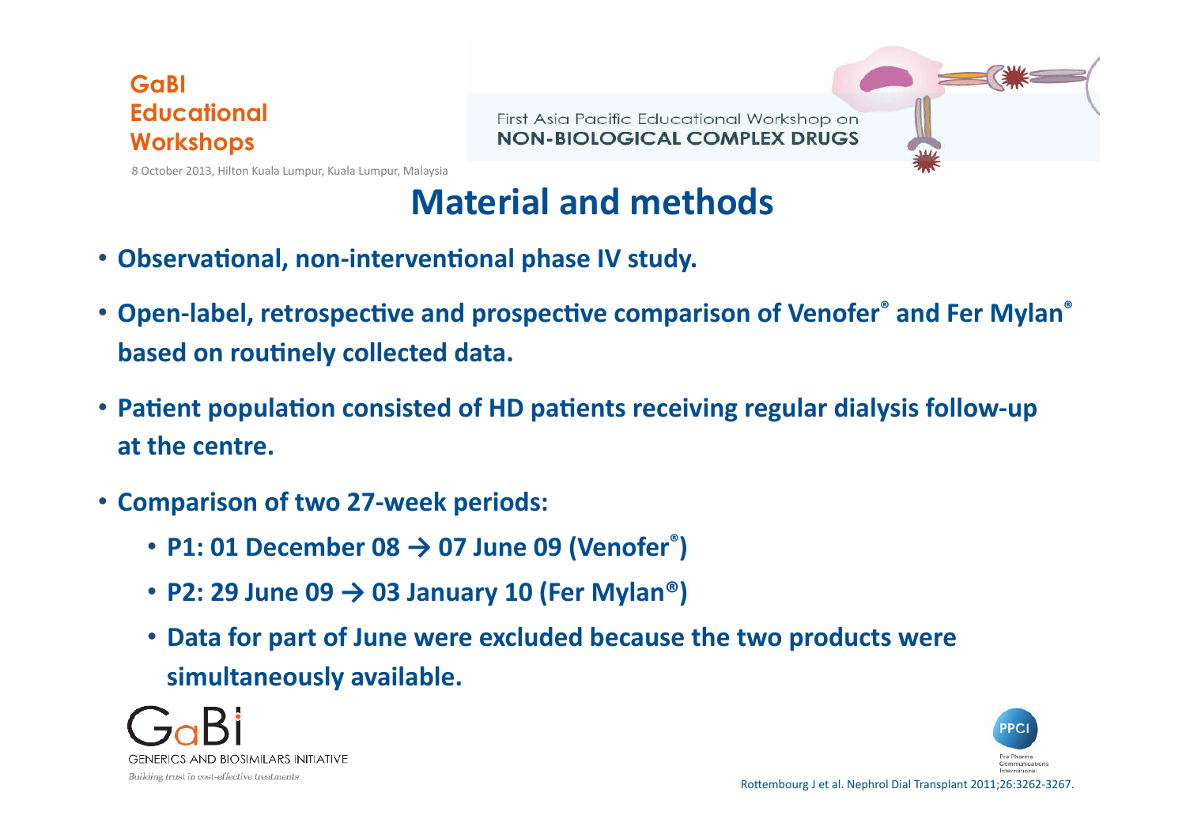## Material and methods

- **Observational, non-interventional phase IV study.**
- **Open-label, retrospective and prospective comparison of Venofer® and Fer Mylan® based on routinely collected data.**
- **Patient population consisted of HD patients receiving regular dialysis follow-up at the centre.**
- **Comparison of two 27-week periods:**
  - **P1: 01 December 08 → 07 June 09 (Venofer®)**
  - **P2: 29 June 09 → 03 January 10 (Fer Mylan®)**
  - **Data for part of June were excluded because the two products were simultaneously available.**

Rottembourg J et al. Nephrol Dial Transplant 2011;26:3262-3267.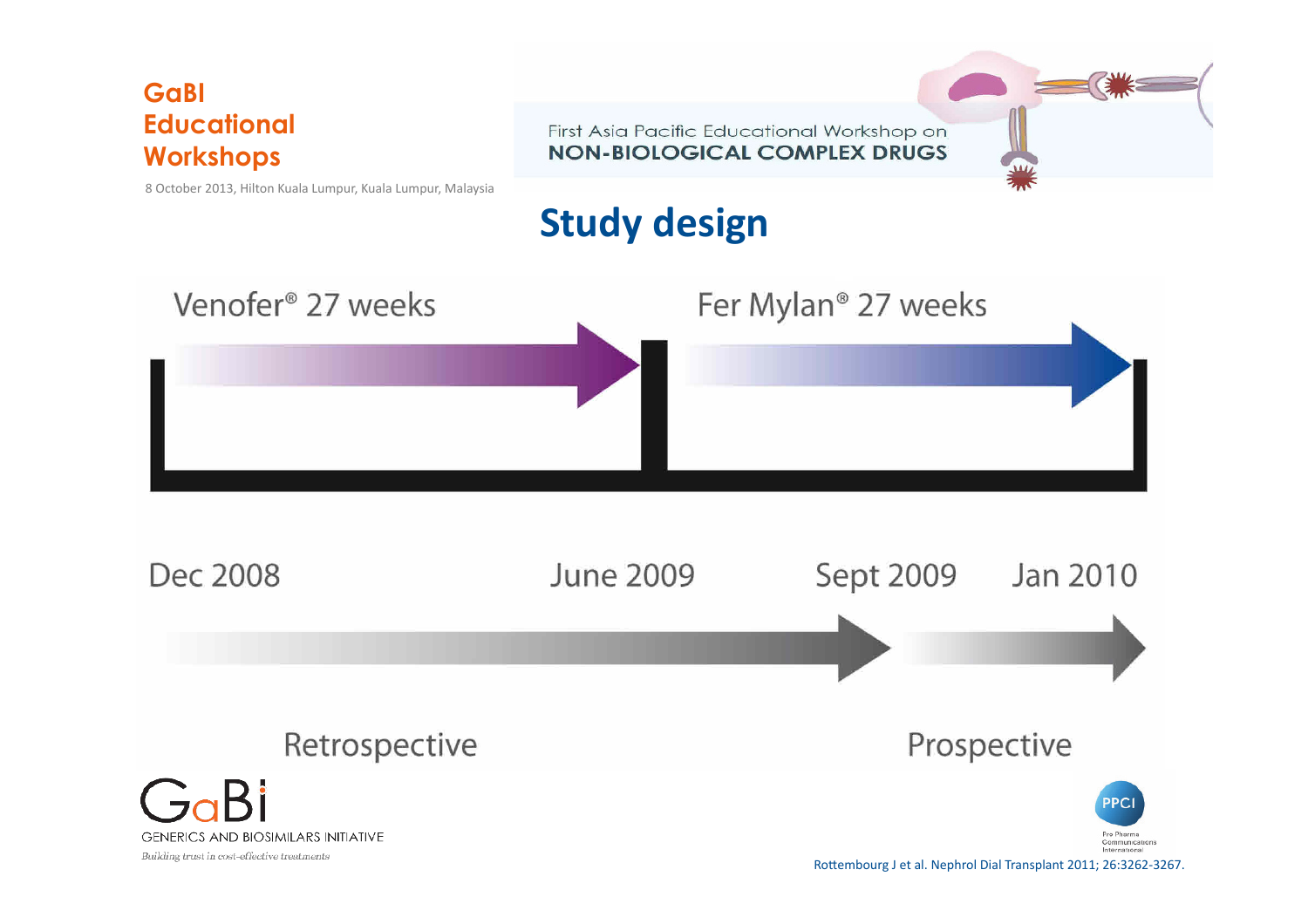## Study design

Venofer® 27 weeks

Fer Mylan® 27 weeks

Dec 2008 | June 2009 | Sept 2009 | Jan 2010

Retrospective

Prospective

Rottembourg J et al. Nephrol Dial Transplant 2011; 26:3262-3267.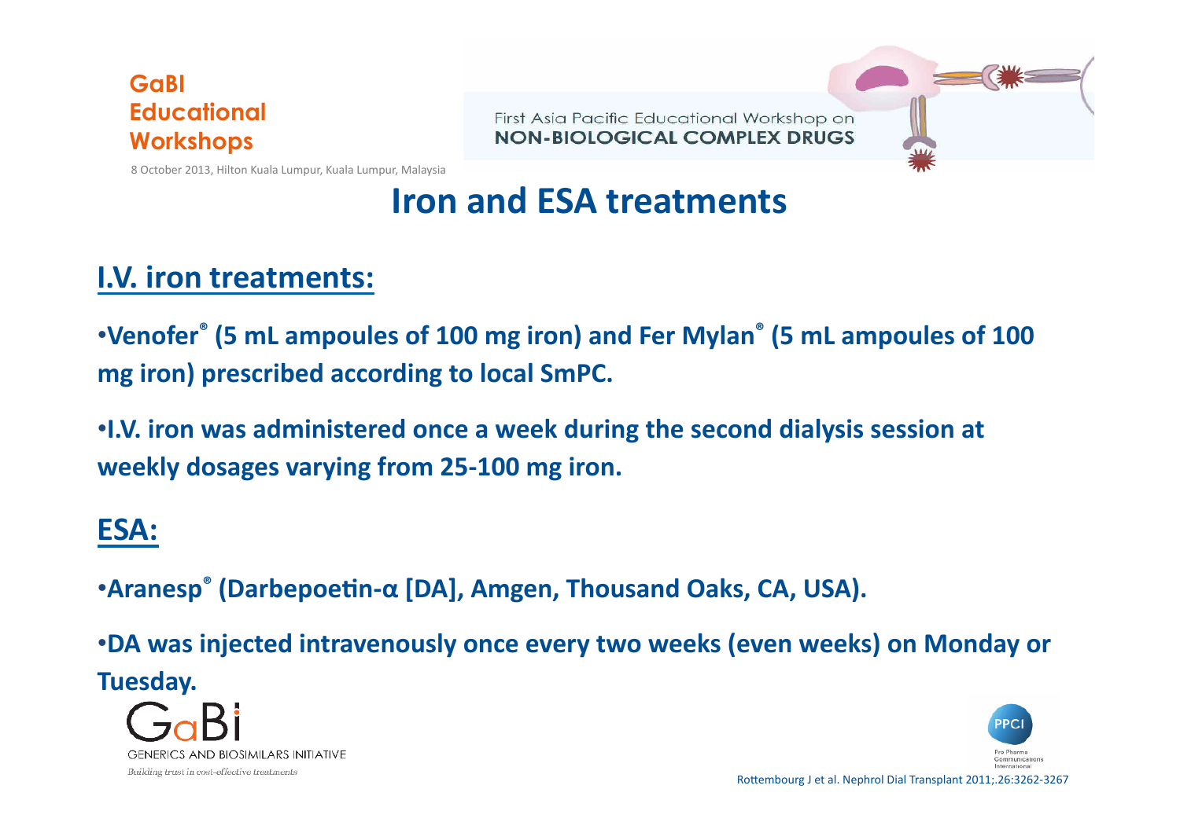# Iron and ESA treatments

## I.V. iron treatments:

- **Venofer® (5 mL ampoules of 100 mg iron) and Fer Mylan® (5 mL ampoules of 100 mg iron) prescribed according to local SmPC.**
- **I.V. iron was administered once a week during the second dialysis session at weekly dosages varying from 25-100 mg iron.**

## ESA:

- **Aranesp® (Darbepoetin-α [DA], Amgen, Thousand Oaks, CA, USA).**
- **DA was injected intravenously once every two weeks (even weeks) on Monday or Tuesday.**

Rottembourg J et al. Nephrol Dial Transplant 2011;.26:3262-3267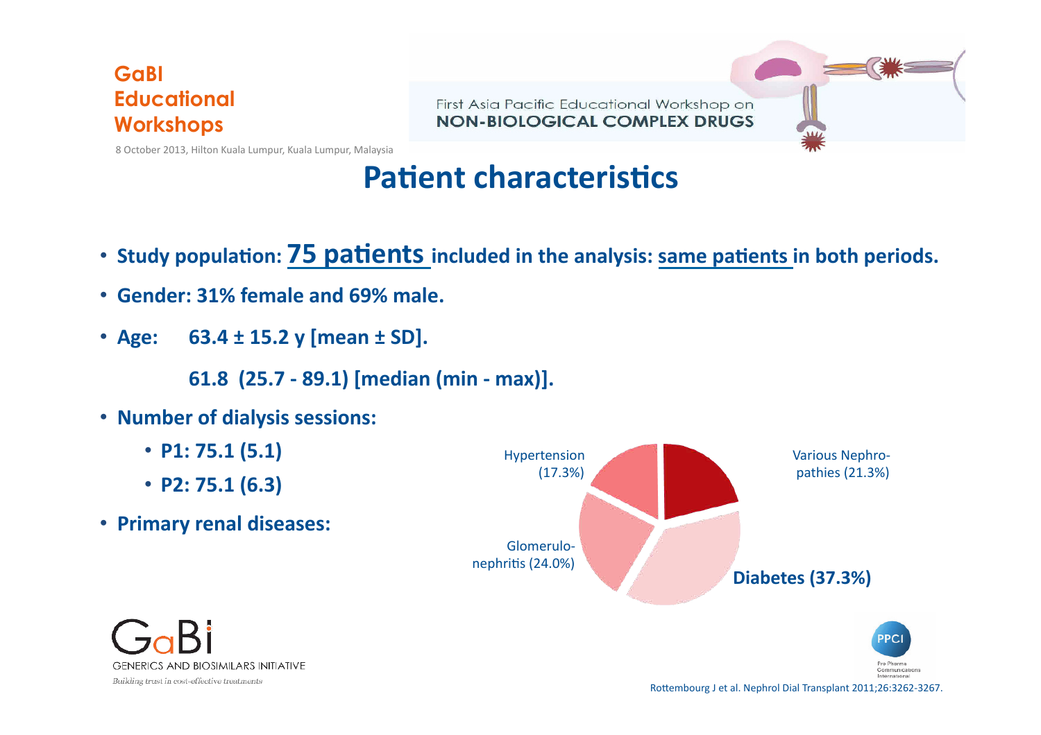# Patient characteristics

- **Study population: 75 patients included in the analysis: same patients in both periods.**
- **Gender: 31% female and 69% male.**
- **Age: 63.4 ± 15.2 y [mean ± SD].**

  **61.8 (25.7 - 89.1) [median (min - max)].**
- **Number of dialysis sessions:**
  - **P1: 75.1 (5.1)**
  - **P2: 75.1 (6.3)**
- **Primary renal diseases:**

Hypertension (17.3%)

Various Nephropathies (21.3%)

Glomerulonephritis (24.0%)

**Diabetes (37.3%)**

Rottembourg J et al. Nephrol Dial Transplant 2011;26:3262-3267.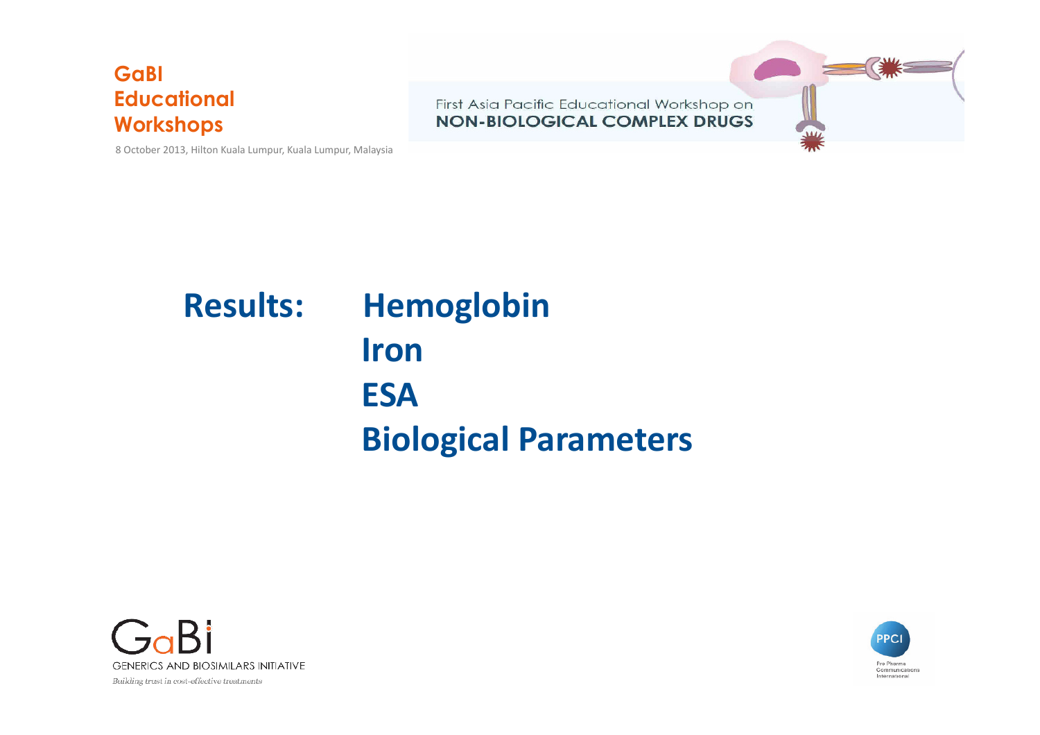**Results: Hemoglobin**

**Iron**

**ESA**

**Biological Parameters**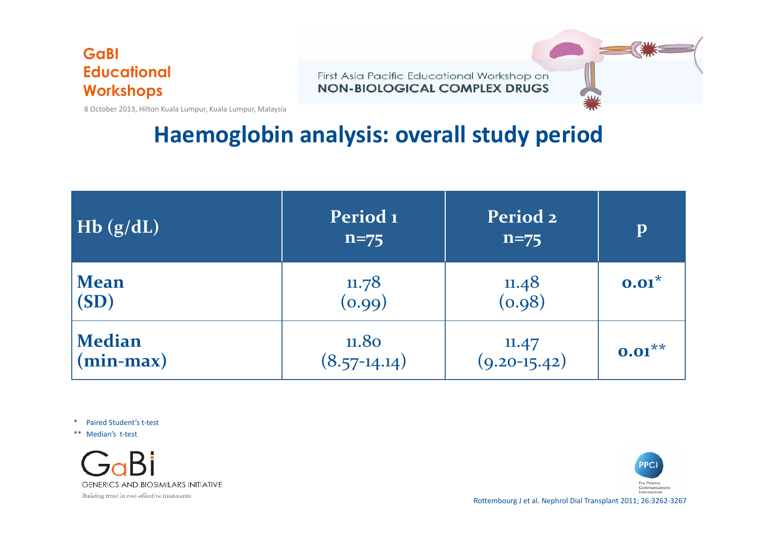## Haemoglobin analysis: overall study period

| Hb (g/dL) | Period 1 n=75 | Period 2 n=75 | p |
|---|---|---|---|
| **Mean (SD)** | 11.78 (0.99) | 11.48 (0.98) | **0.01*** |
| **Median (min-max)** | 11.80 (8.57-14.14) | 11.47 (9.20-15.42) | **0.01**** |

\* Paired Student's t-test

\*\* Median's t-test

Rottembourg J et al. Nephrol Dial Transplant 2011; 26:3262-3267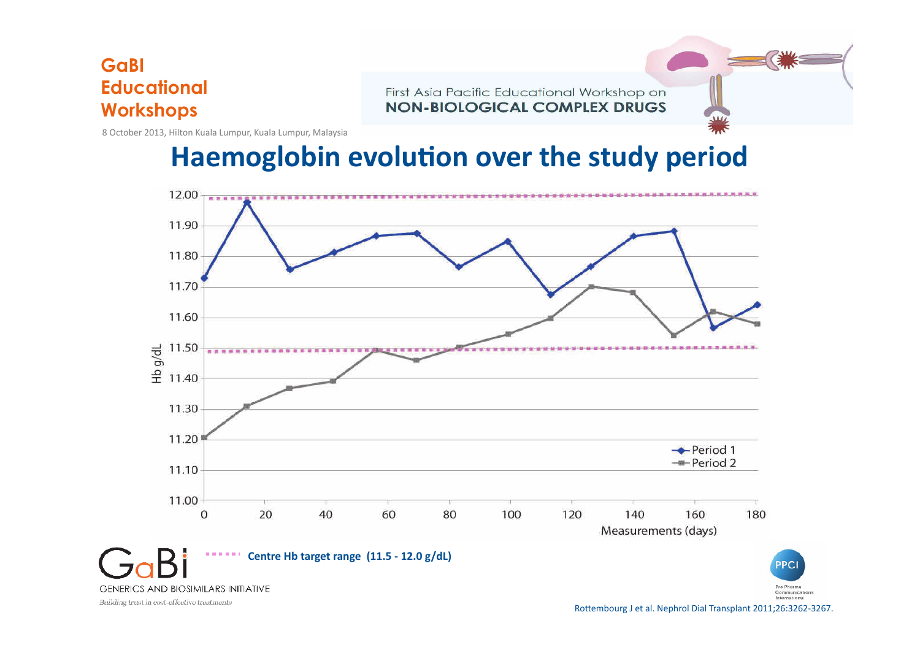## Haemoglobin evolution over the study period

Hb g/dL

Measurements (days)

Period 1

Period 2

Centre Hb target range (11.5 - 12.0 g/dL)

Rottembourg J et al. Nephrol Dial Transplant 2011;26:3262-3267.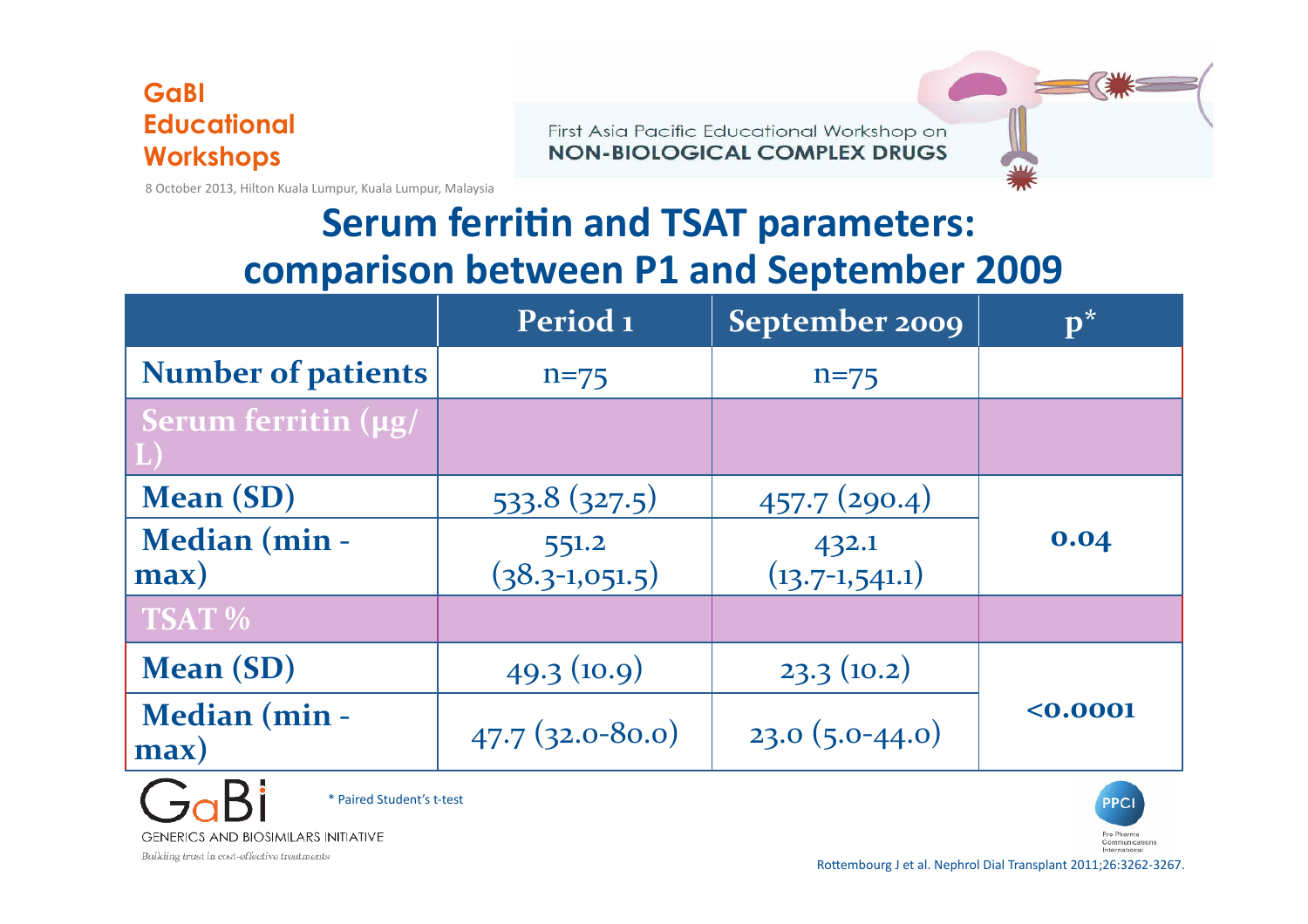## Serum ferritin and TSAT parameters: comparison between P1 and September 2009

| | Period 1 | September 2009 | p* |
|---|---|---|---|
| Number of patients | n=75 | n=75 | |
| **Serum ferritin (µg/L)** | | | |
| Mean (SD) | 533.8 (327.5) | 457.7 (290.4) | 0.04 |
| Median (min - max) | 551.2 (38.3-1,051.5) | 432.1 (13.7-1,541.1) | |
| **TSAT %** | | | |
| Mean (SD) | 49.3 (10.9) | 23.3 (10.2) | <0.0001 |
| Median (min - max) | 47.7 (32.0-80.0) | 23.0 (5.0-44.0) | |

\* Paired Student's t-test

Rottembourg J et al. Nephrol Dial Transplant 2011;26:3262-3267.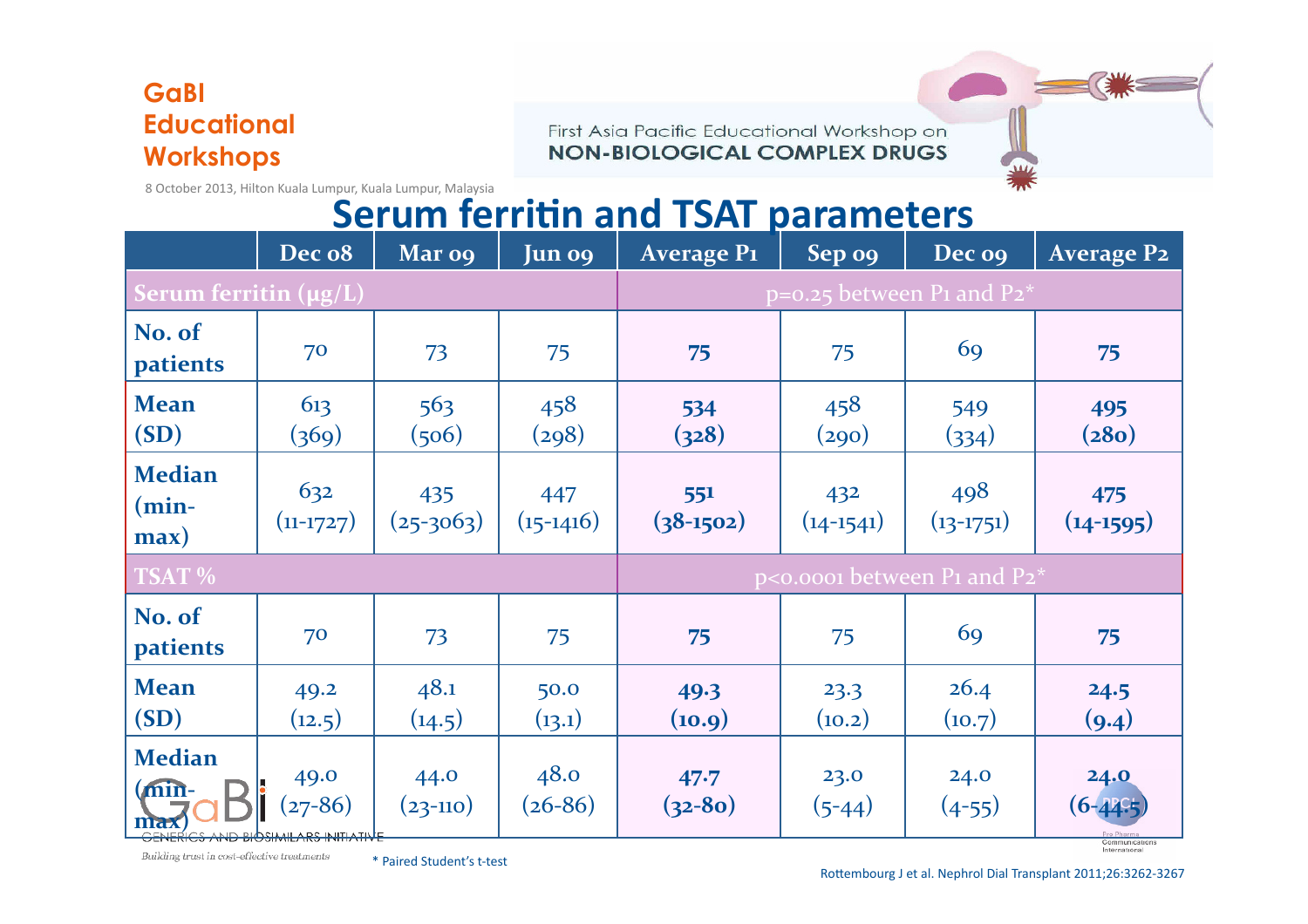## Serum ferritin and TSAT parameters

| | Dec 08 | Mar 09 | Jun 09 | Average P1 | Sep 09 | Dec 09 | Average P2 |
|---|---|---|---|---|---|---|---|
| **Serum ferritin (µg/L)** | | | | $p=0.25$ between P1 and P2* | | | |
| **No. of patients** | 70 | 73 | 75 | **75** | 75 | 69 | **75** |
| **Mean (SD)** | 613 (369) | 563 (506) | 458 (298) | **534 (328)** | 458 (290) | 549 (334) | **495 (280)** |
| **Median (min-max)** | 632 (11-1727) | 435 (25-3063) | 447 (15-1416) | **551 (38-1502)** | 432 (14-1541) | 498 (13-1751) | **475 (14-1595)** |
| **TSAT %** | | | | $p<0.0001$ between P1 and P2* | | | |
| **No. of patients** | 70 | 73 | 75 | **75** | 75 | 69 | **75** |
| **Mean (SD)** | 49.2 (12.5) | 48.1 (14.5) | 50.0 (13.1) | **49.3 (10.9)** | 23.3 (10.2) | 26.4 (10.7) | **24.5 (9.4)** |
| **Median (min-max)** | 49.0 (27-86) | 44.0 (23-110) | 48.0 (26-86) | **47.7 (32-80)** | 23.0 (5-44) | 24.0 (4-55) | **24.0 (6-44.5)** |

\* Paired Student's t-test

Rottembourg J et al. Nephrol Dial Transplant 2011;26:3262-3267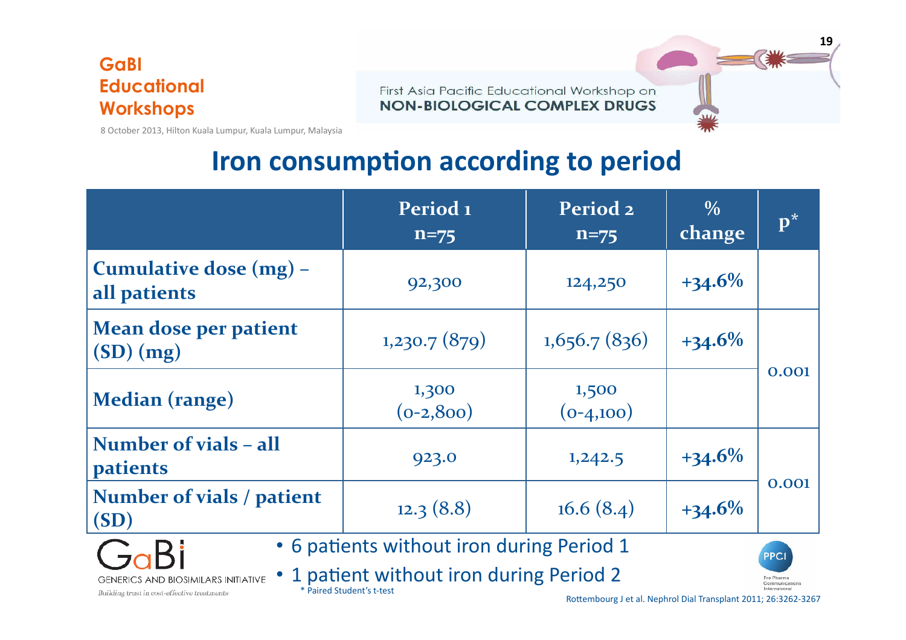# Iron consumption according to period

| | Period 1 n=75 | Period 2 n=75 | % change | p* |
|---|---|---|---|---|
| Cumulative dose (mg) – all patients | 92,300 | 124,250 | +34.6% | |
| Mean dose per patient (SD) (mg) | 1,230.7 (879) | 1,656.7 (836) | +34.6% | 0.001 |
| Median (range) | 1,300 (0-2,800) | 1,500 (0-4,100) | | |
| Number of vials – all patients | 923.0 | 1,242.5 | +34.6% | 0.001 |
| Number of vials / patient (SD) | 12.3 (8.8) | 16.6 (8.4) | +34.6% | |

- 6 patients without iron during Period 1
- 1 patient without iron during Period 2

\* Paired Student's t-test

Rottembourg J et al. Nephrol Dial Transplant 2011; 26:3262-3267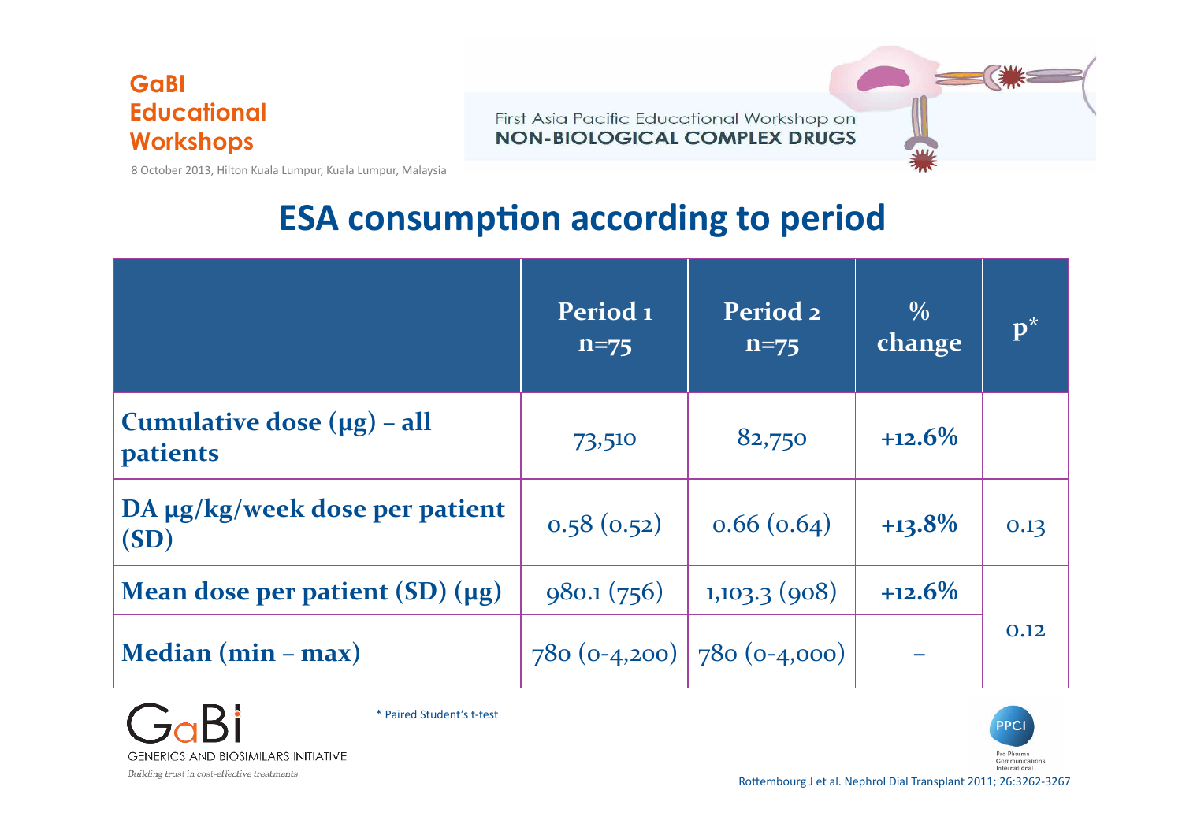# ESA consumption according to period

| | Period 1 n=75 | Period 2 n=75 | % change | p* |
|---|---|---|---|---|
| **Cumulative dose (µg) – all patients** | 73,510 | 82,750 | **+12.6%** | |
| **DA µg/kg/week dose per patient (SD)** | 0.58 (0.52) | 0.66 (0.64) | **+13.8%** | 0.13 |
| **Mean dose per patient (SD) (µg)** | 980.1 (756) | 1,103.3 (908) | **+12.6%** | 0.12 |
| **Median (min – max)** | 780 (0-4,200) | 780 (0-4,000) | – | |

\* Paired Student's t-test

Rottembourg J et al. Nephrol Dial Transplant 2011; 26:3262-3267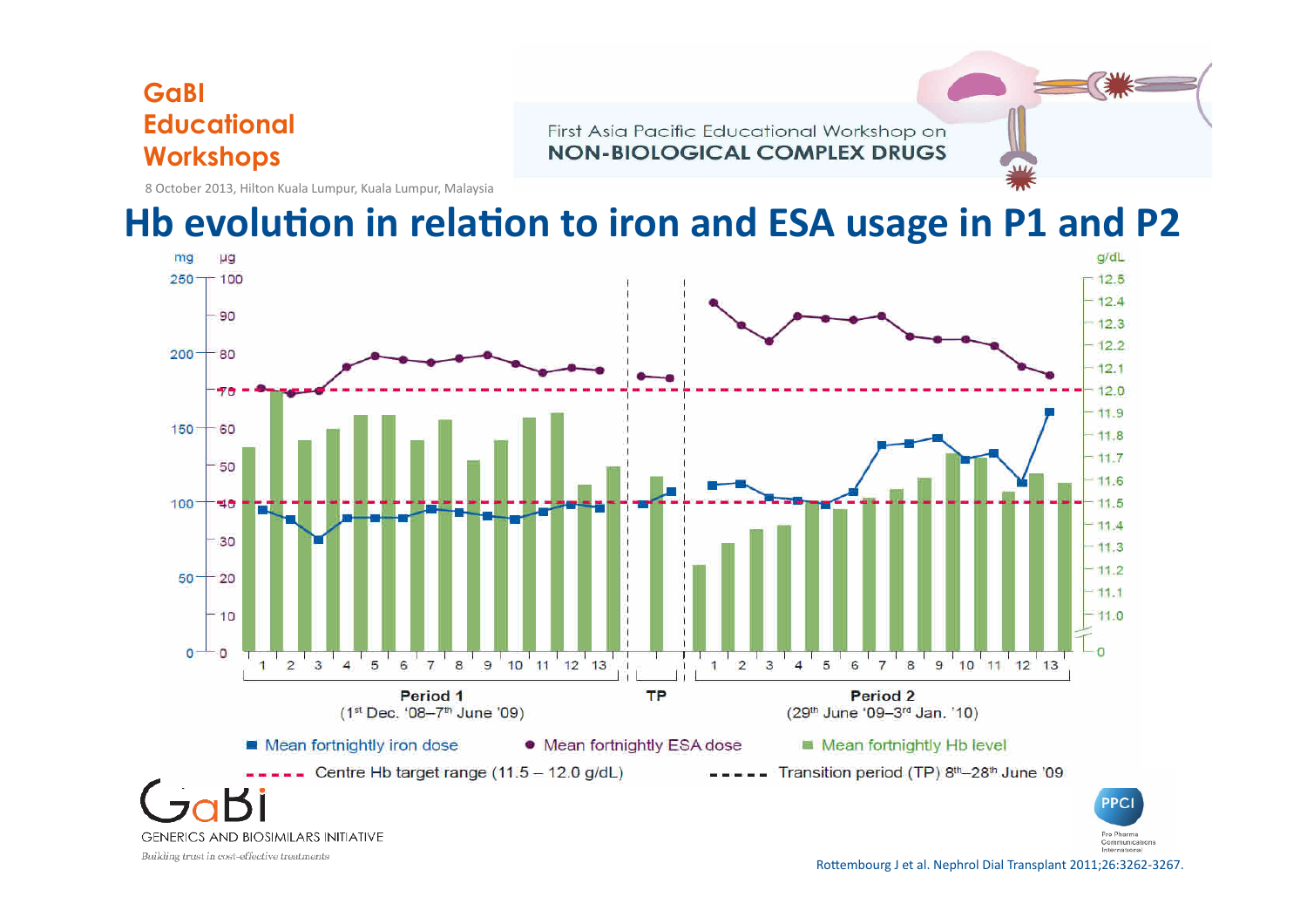# Hb evolution in relation to iron and ESA usage in P1 and P2

mg µg g/dL

250 100 12.5
90 12.4
200 80 12.3
70 12.2
150 60 12.1
50 12.0
100 40 11.9
30 11.8
50 20 11.7
10 11.6
0 0 11.5
11.4
11.3
11.2
11.1
11.0
0

1 2 3 4 5 6 7 8 9 10 11 12 13 | TP | 1 2 3 4 5 6 7 8 9 10 11 12 13

**Period 1**
(1[st] Dec. '08–7[th] June '09)

**TP**

**Period 2**
(29[th] June '09–3[rd] Jan. '10)

■ Mean fortnightly iron dose ● Mean fortnightly ESA dose ■ Mean fortnightly Hb level

- - - - Centre Hb target range (11.5 – 12.0 g/dL) - - - - Transition period (TP) 8[th]–28[th] June '09

Rottembourg J et al. Nephrol Dial Transplant 2011;26:3262-3267.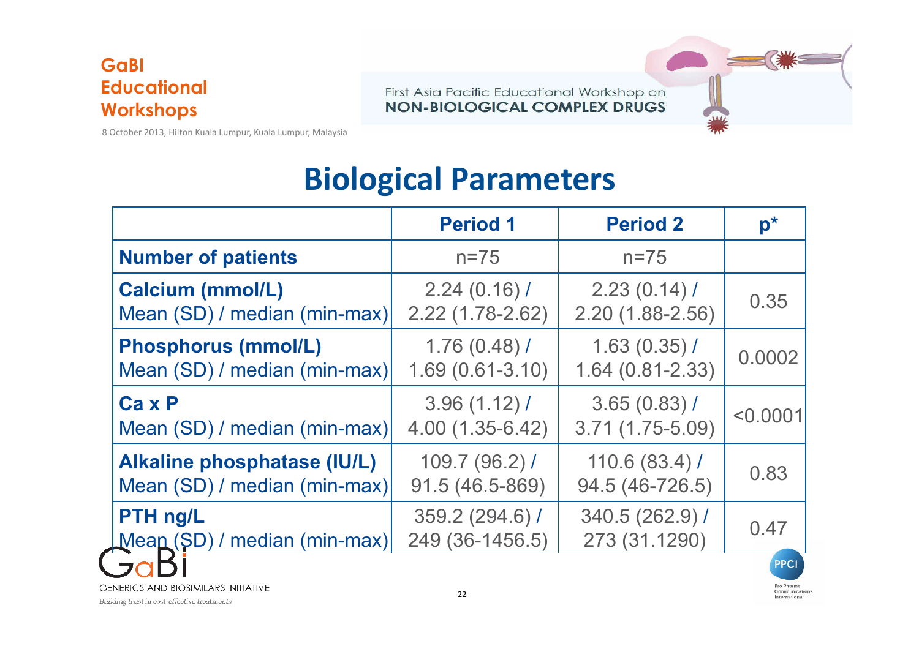# Biological Parameters

| | Period 1 | Period 2 | p* |
|---|---|---|---|
| **Number of patients** | n=75 | n=75 | |
| **Calcium (mmol/L)** Mean (SD) / median (min-max) | 2.24 (0.16) / 2.22 (1.78-2.62) | 2.23 (0.14) / 2.20 (1.88-2.56) | 0.35 |
| **Phosphorus (mmol/L)** Mean (SD) / median (min-max) | 1.76 (0.48) / 1.69 (0.61-3.10) | 1.63 (0.35) / 1.64 (0.81-2.33) | 0.0002 |
| **Ca x P** Mean (SD) / median (min-max) | 3.96 (1.12) / 4.00 (1.35-6.42) | 3.65 (0.83) / 3.71 (1.75-5.09) | <0.0001 |
| **Alkaline phosphatase (IU/L)** Mean (SD) / median (min-max) | 109.7 (96.2) / 91.5 (46.5-869) | 110.6 (83.4) / 94.5 (46-726.5) | 0.83 |
| **PTH ng/L** Mean (SD) / median (min-max) | 359.2 (294.6) / 249 (36-1456.5) | 340.5 (262.9) / 273 (31.1290) | 0.47 |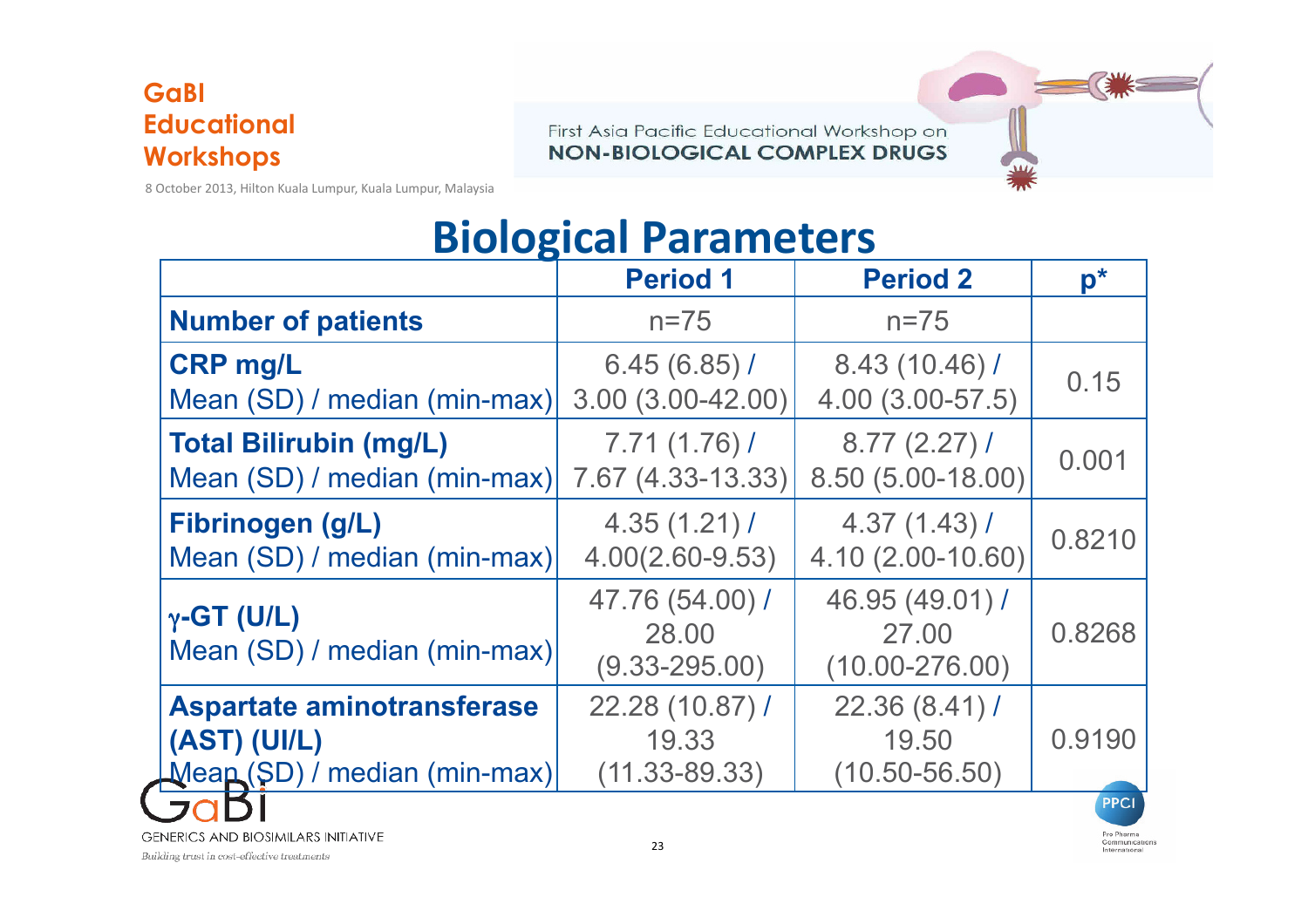# Biological Parameters

| | Period 1 | Period 2 | p* |
|---|---|---|---|
| **Number of patients** | n=75 | n=75 | |
| **CRP mg/L** Mean (SD) / median (min-max) | 6.45 (6.85) / 3.00 (3.00-42.00) | 8.43 (10.46) / 4.00 (3.00-57.5) | 0.15 |
| **Total Bilirubin (mg/L)** Mean (SD) / median (min-max) | 7.71 (1.76) / 7.67 (4.33-13.33) | 8.77 (2.27) / 8.50 (5.00-18.00) | 0.001 |
| **Fibrinogen (g/L)** Mean (SD) / median (min-max) | 4.35 (1.21) / 4.00(2.60-9.53) | 4.37 (1.43) / 4.10 (2.00-10.60) | 0.8210 |
| **γ-GT (U/L)** Mean (SD) / median (min-max) | 47.76 (54.00) / 28.00 (9.33-295.00) | 46.95 (49.01) / 27.00 (10.00-276.00) | 0.8268 |
| **Aspartate aminotransferase (AST) (UI/L)** Mean (SD) / median (min-max) | 22.28 (10.87) / 19.33 (11.33-89.33) | 22.36 (8.41) / 19.50 (10.50-56.50) | 0.9190 |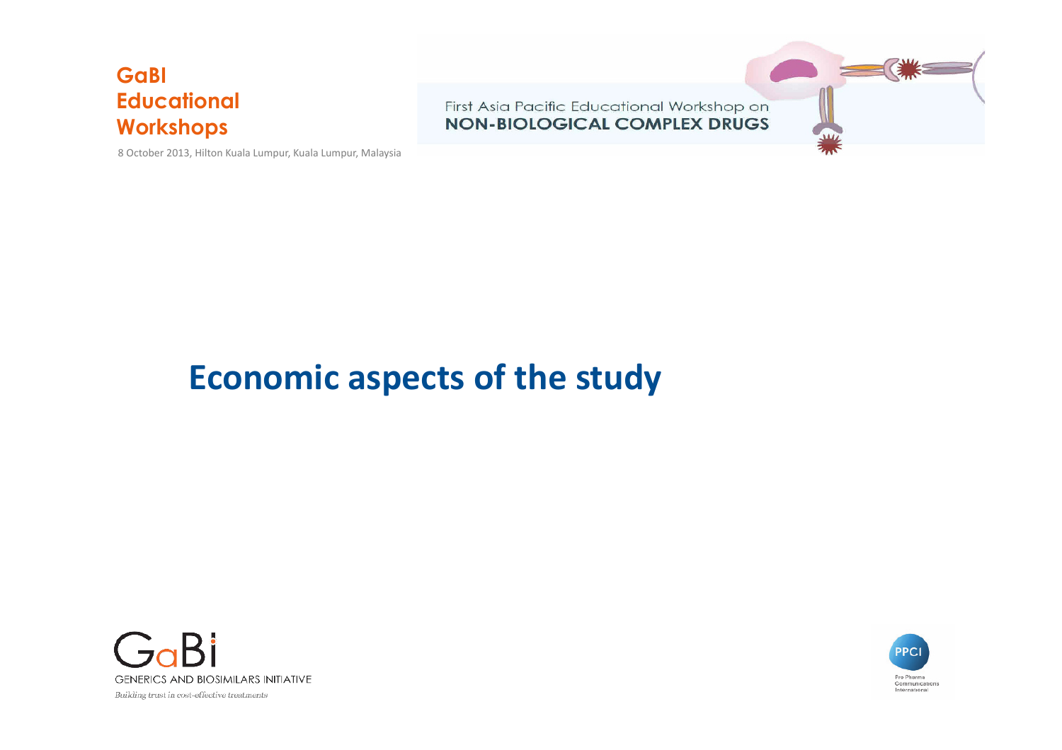# Economic aspects of the study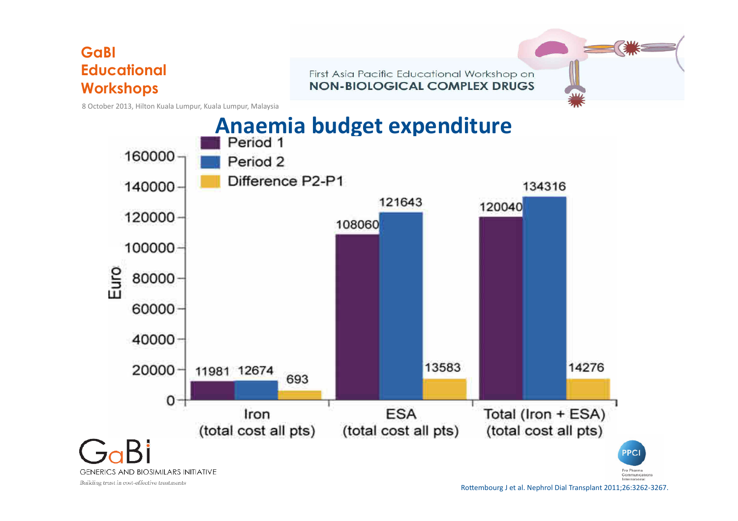# Anaemia budget expenditure

| Euro | Period 1 | Period 2 | Difference P2-P1 |
|---|---|---|---|
| Iron (total cost all pts) | 11981 | 12674 | 693 |
| ESA (total cost all pts) | 108060 | 121643 | 13583 |
| Total (Iron + ESA) (total cost all pts) | 120040 | 134316 | 14276 |

Rottembourg J et al. Nephrol Dial Transplant 2011;26:3262-3267.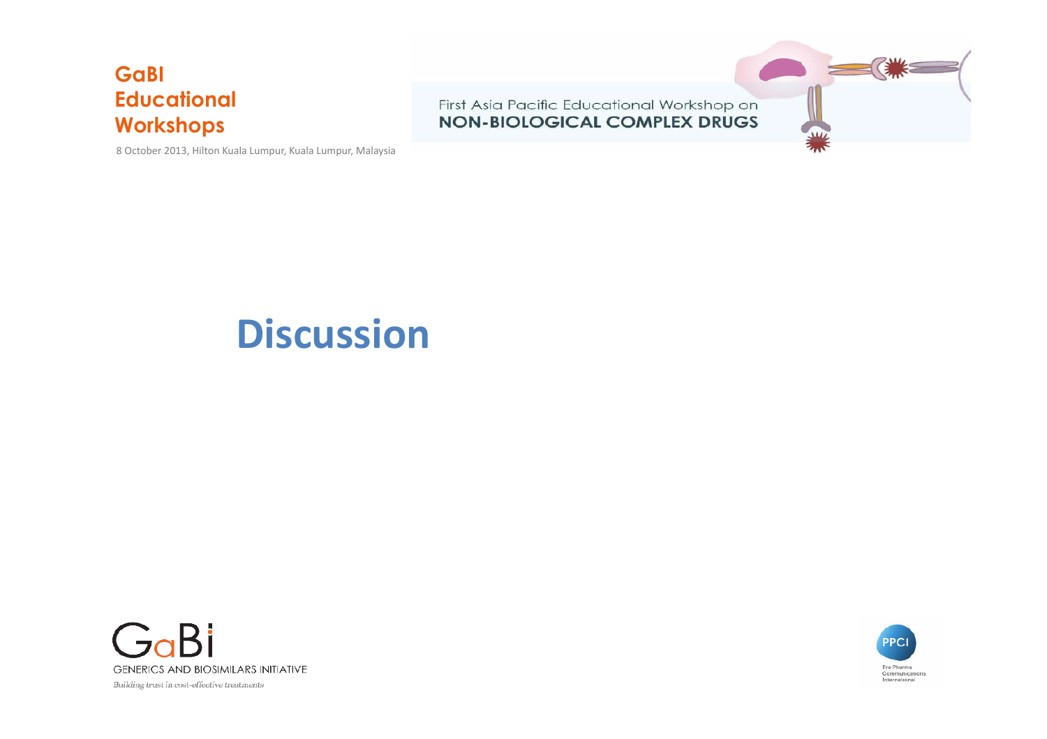# Discussion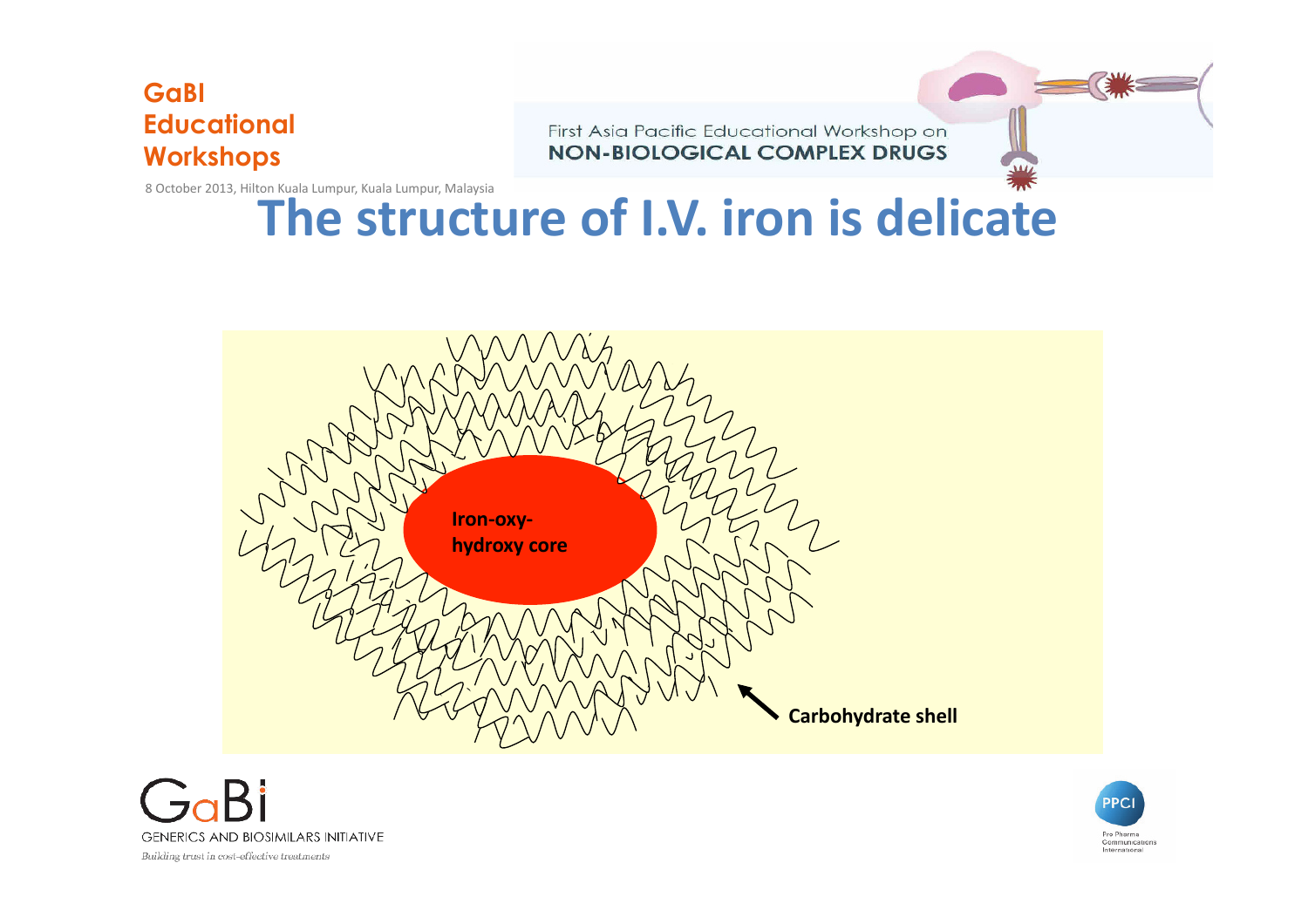# The structure of I.V. iron is delicate

Iron-oxy-hydroxy core

Carbohydrate shell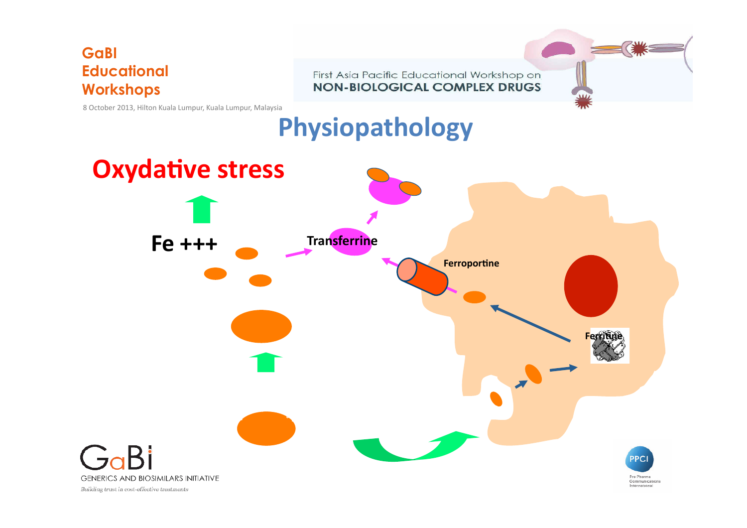# Physiopathology

**Oxydative stress**

Fe +++

Transferrine

Ferroportine

Ferritine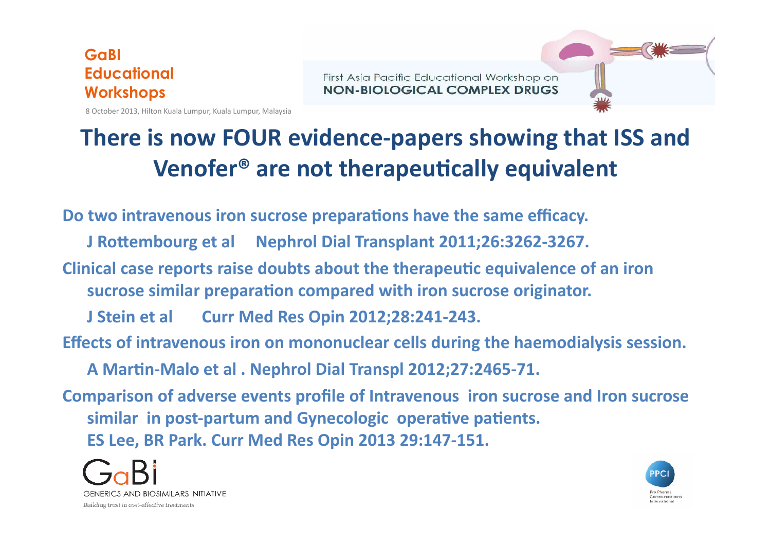# There is now FOUR evidence-papers showing that ISS and Venofer® are not therapeutically equivalent

**Do two intravenous iron sucrose preparations have the same efficacy.**

**J Rottembourg et al Nephrol Dial Transplant 2011;26:3262-3267.**

**Clinical case reports raise doubts about the therapeutic equivalence of an iron sucrose similar preparation compared with iron sucrose originator.**

**J Stein et al Curr Med Res Opin 2012;28:241-243.**

**Effects of intravenous iron on mononuclear cells during the haemodialysis session.**

**A Martin-Malo et al . Nephrol Dial Transpl 2012;27:2465-71.**

**Comparison of adverse events profile of Intravenous iron sucrose and Iron sucrose similar in post-partum and Gynecologic operative patients.**
**ES Lee, BR Park. Curr Med Res Opin 2013 29:147-151.**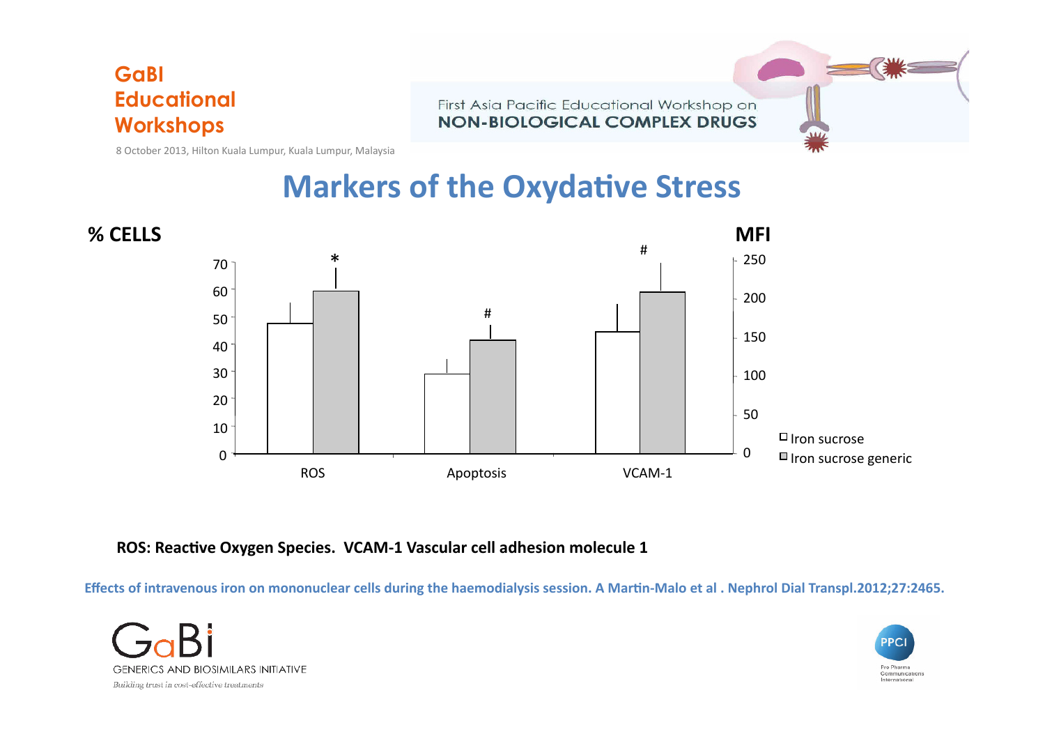# Markers of the Oxydative Stress

% CELLS

MFI

| | Iron sucrose | Iron sucrose generic |
|---|---|---|
| ROS | ~47 | ~59 * |
| Apoptosis | ~29 | ~41 # |
| VCAM-1 | ~44 | ~59 # |

ROS: Reactive Oxygen Species. VCAM-1 Vascular cell adhesion molecule 1

Effects of intravenous iron on mononuclear cells during the haemodialysis session. A Martin-Malo et al . Nephrol Dial Transpl.2012;27:2465.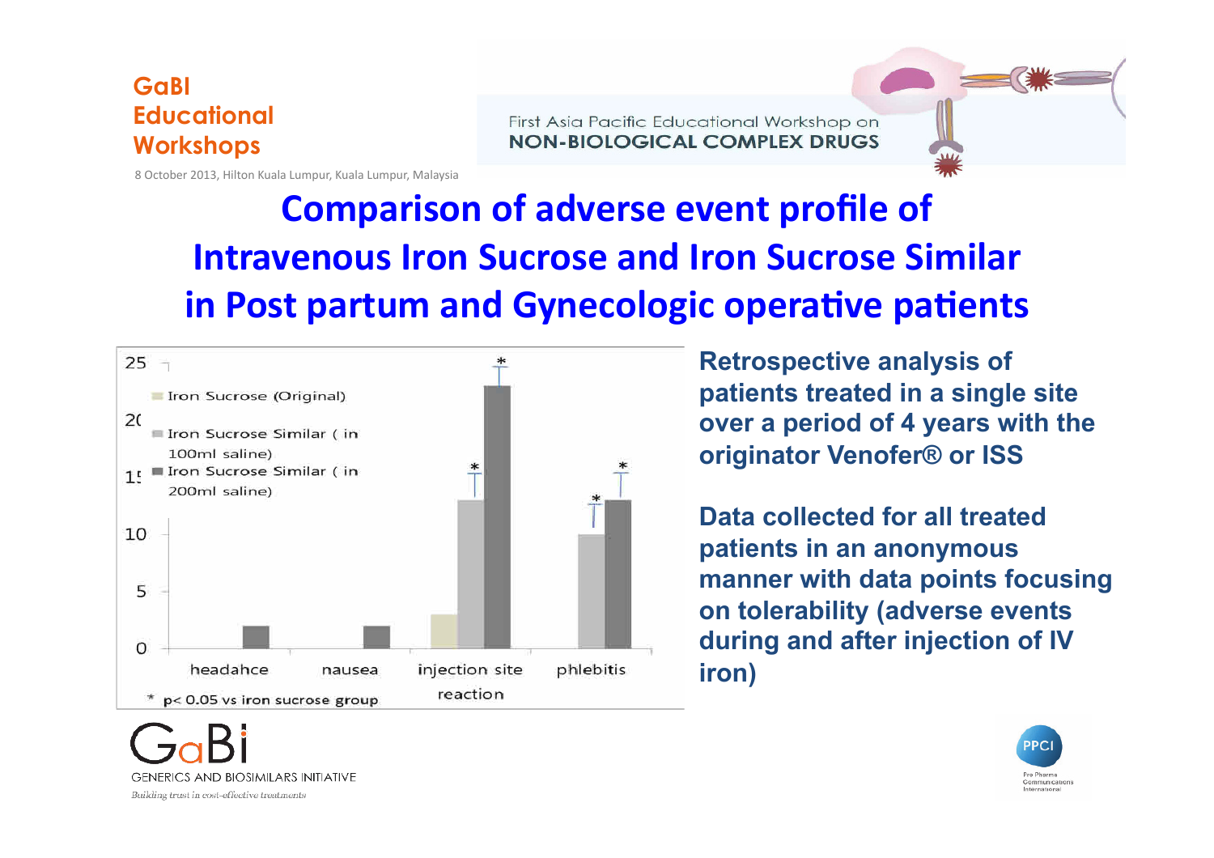# Comparison of adverse event profile of Intravenous Iron Sucrose and Iron Sucrose Similar in Post partum and Gynecologic operative patients

Iron Sucrose (Original)

Iron Sucrose Similar ( in 100ml saline)

Iron Sucrose Similar ( in 200ml saline)

headahce | nausea | injection site reaction | phlebitis

* $p < 0.05$ vs iron sucrose group

**Retrospective analysis of patients treated in a single site over a period of 4 years with the originator Venofer® or ISS**

**Data collected for all treated patients in an anonymous manner with data points focusing on tolerability (adverse events during and after injection of IV iron)**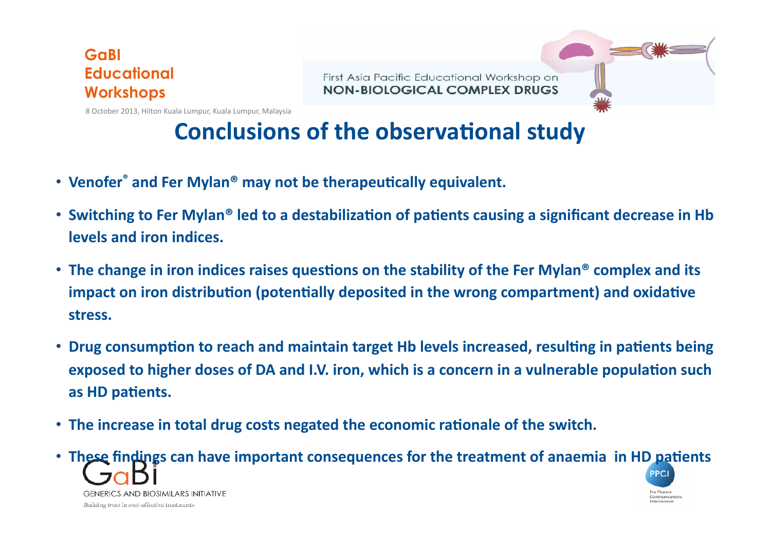# Conclusions of the observational study

- **Venofer® and Fer Mylan® may not be therapeutically equivalent.**
- **Switching to Fer Mylan® led to a destabilization of patients causing a significant decrease in Hb levels and iron indices.**
- **The change in iron indices raises questions on the stability of the Fer Mylan® complex and its impact on iron distribution (potentially deposited in the wrong compartment) and oxidative stress.**
- **Drug consumption to reach and maintain target Hb levels increased, resulting in patients being exposed to higher doses of DA and I.V. iron, which is a concern in a vulnerable population such as HD patients.**
- **The increase in total drug costs negated the economic rationale of the switch.**
- **These findings can have important consequences for the treatment of anaemia in HD patients**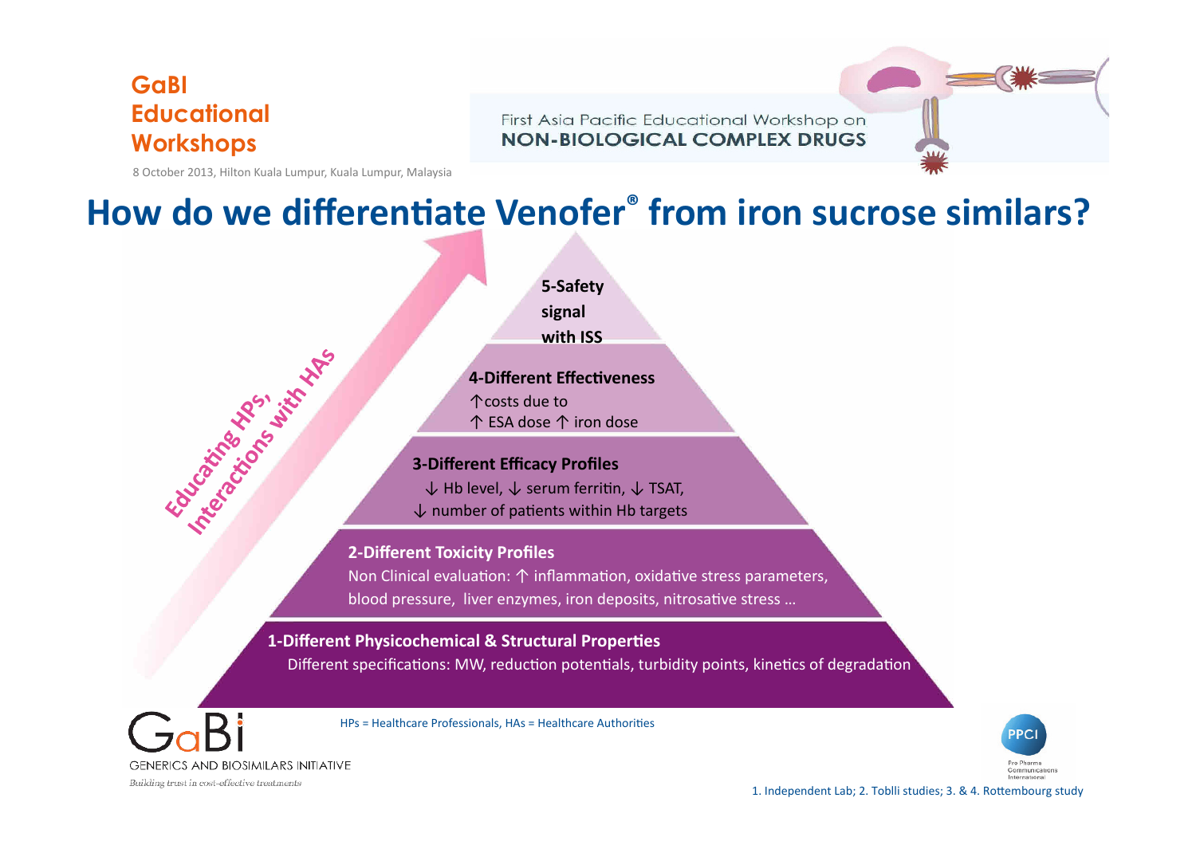# How do we differentiate Venofer® from iron sucrose similars?

**5-Safety signal with ISS**

**4-Different Effectiveness**
↑costs due to
↑ ESA dose ↑ iron dose

**3-Different Efficacy Profiles**
↓ Hb level, ↓ serum ferritin, ↓ TSAT,
↓ number of patients within Hb targets

**2-Different Toxicity Profiles**
Non Clinical evaluation: ↑ inflammation, oxidative stress parameters, blood pressure, liver enzymes, iron deposits, nitrosative stress …

**1-Different Physicochemical & Structural Properties**
Different specifications: MW, reduction potentials, turbidity points, kinetics of degradation

Educating HPs, Interactions with HAs

HPs = Healthcare Professionals, HAs = Healthcare Authorities

1. Independent Lab; 2. Toblli studies; 3. & 4. Rottembourg study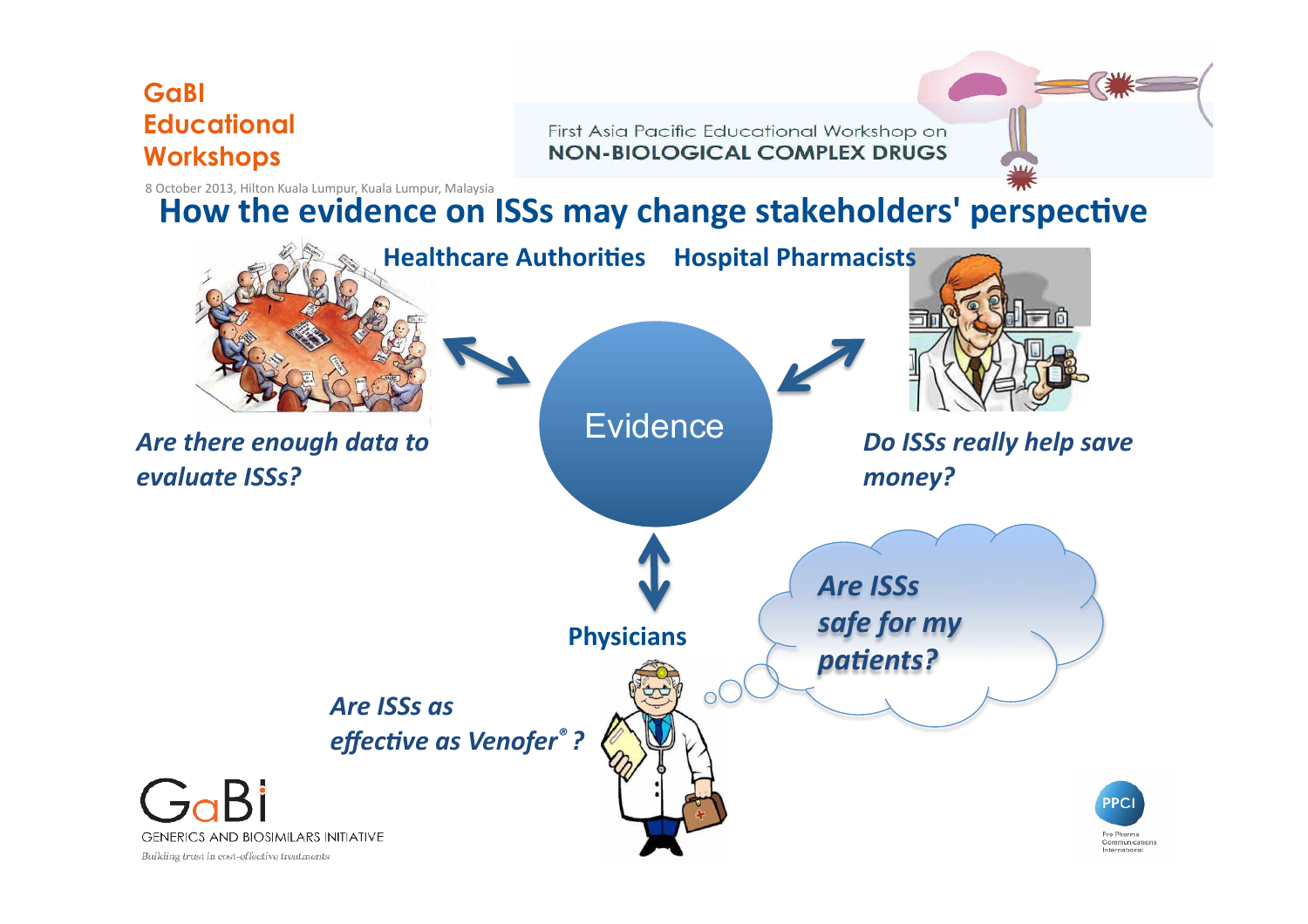GaBI Educational Workshops

First Asia Pacific Educational Workshop on NON-BIOLOGICAL COMPLEX DRUGS

8 October 2013, Hilton Kuala Lumpur, Kuala Lumpur, Malaysia

# How the evidence on ISSs may change stakeholders' perspective

**Healthcare Authorities**

*Are there enough data to evaluate ISSs?*

**Hospital Pharmacists**

*Do ISSs really help save money?*

Evidence

**Physicians**

*Are ISSs safe for my patients?*

*Are ISSs as effective as Venofer® ?*

GaBi GENERICS AND BIOSIMILARS INITIATIVE

*Building trust in cost-effective treatments*

PPCI Pro Pharma Communications International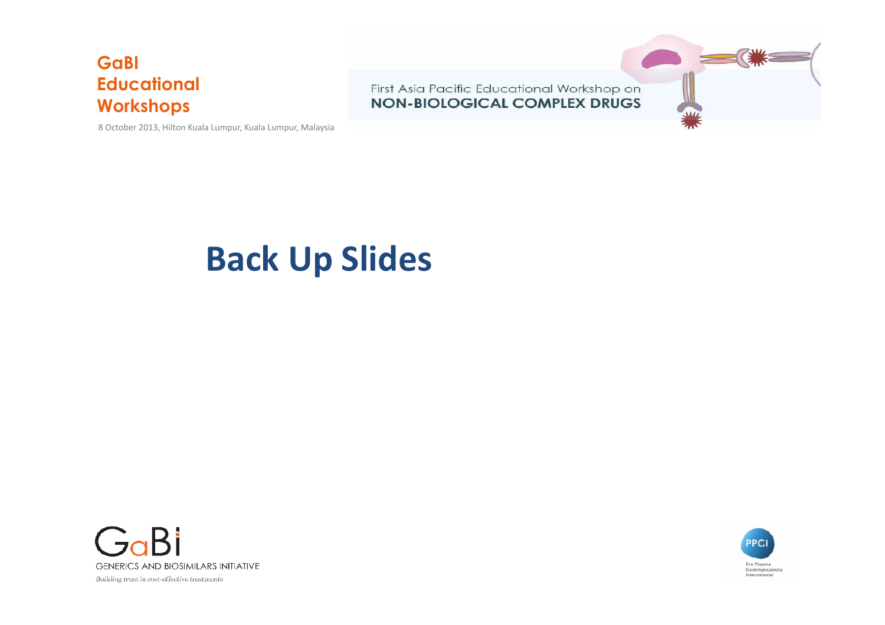# Back Up Slides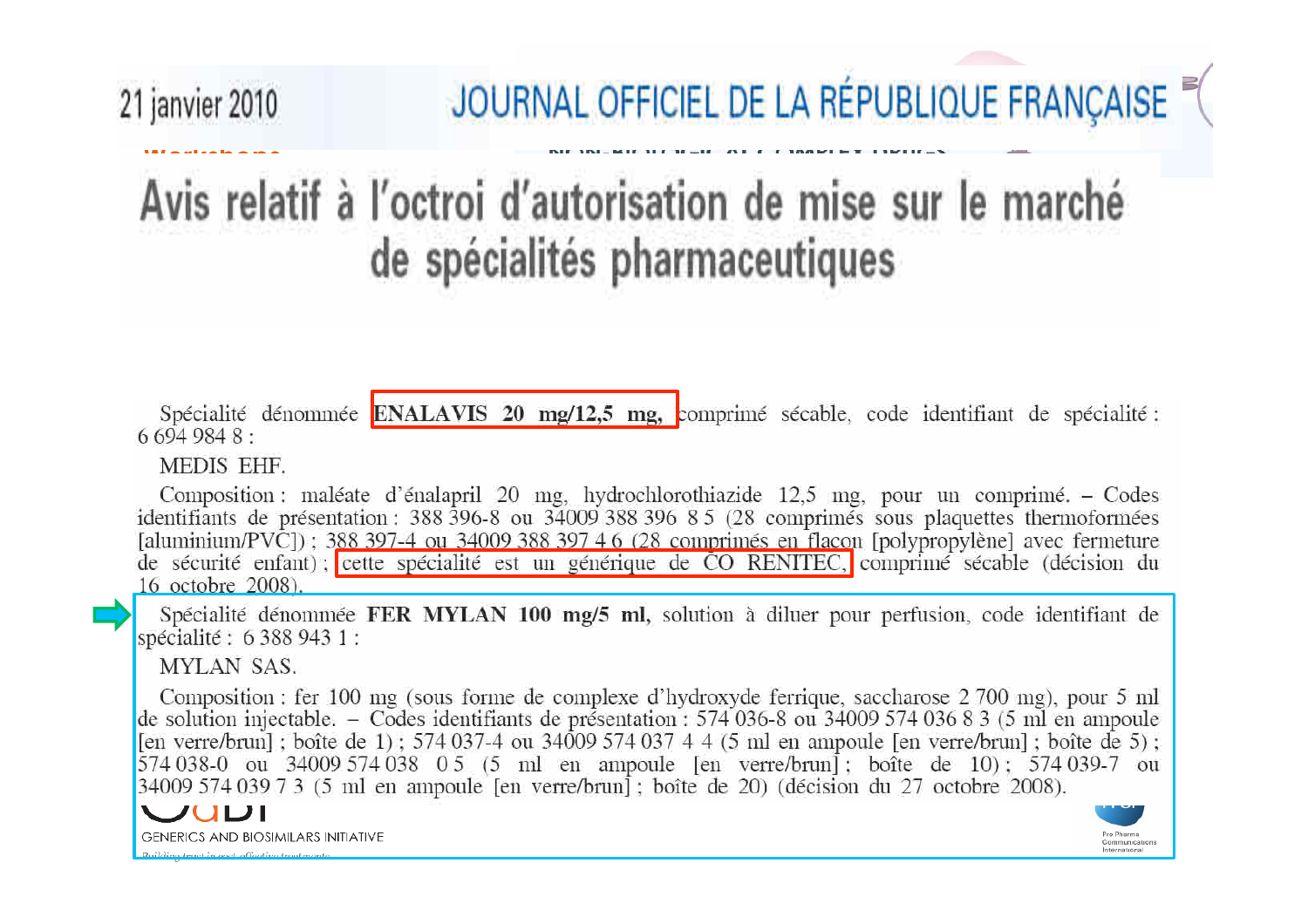21 janvier 2010

JOURNAL OFFICIEL DE LA RÉPUBLIQUE FRANÇAISE

# Avis relatif à l'octroi d'autorisation de mise sur le marché de spécialités pharmaceutiques

Spécialité dénommée **ENALAVIS 20 mg/12,5 mg,** comprimé sécable, code identifiant de spécialité : 6 694 984 8 :

MEDIS EHF.

Composition : maléate d'énalapril 20 mg, hydrochlorothiazide 12,5 mg, pour un comprimé. – Codes identifiants de présentation : 388 396-8 ou 34009 388 396 8 5 (28 comprimés sous plaquettes thermoformées [aluminium/PVC]) ; 388 397-4 ou 34009 388 397 4 6 (28 comprimés en flacon [polypropylène] avec fermeture de sécurité enfant) ; cette spécialité est un générique de CO RENITEC, comprimé sécable (décision du 16 octobre 2008).

Spécialité dénommée **FER MYLAN 100 mg/5 ml,** solution à diluer pour perfusion, code identifiant de spécialité : 6 388 943 1 :

MYLAN SAS.

Composition : fer 100 mg (sous forme de complexe d'hydroxyde ferrique, saccharose 2 700 mg), pour 5 ml de solution injectable. – Codes identifiants de présentation : 574 036-8 ou 34009 574 036 8 3 (5 ml en ampoule [en verre/brun] ; boîte de 1) ; 574 037-4 ou 34009 574 037 4 4 (5 ml en ampoule [en verre/brun] ; boîte de 5) ; 574 038-0 ou 34009 574 038 0 5 (5 ml en ampoule [en verre/brun] ; boîte de 10) ; 574 039-7 ou 34009 574 039 7 3 (5 ml en ampoule [en verre/brun] ; boîte de 20) (décision du 27 octobre 2008).

GENERICS AND BIOSIMILARS INITIATIVE

Pro Pharma Communications International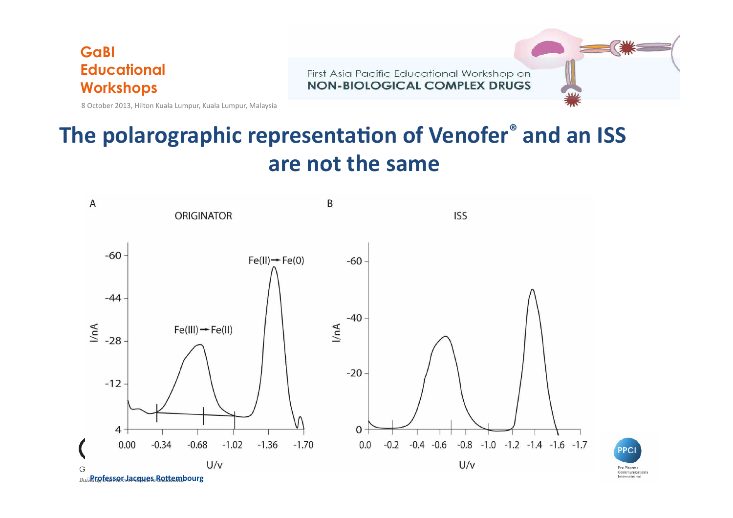# The polarographic representation of Venofer® and an ISS are not the same

A

ORIGINATOR

Fe(II) → Fe(0)

Fe(III) → Fe(II)

I/nA: -60, -44, -28, -12, 4

U/v: 0.00, -0.34, -0.68, -1.02, -1.36, -1.70

B

ISS

I/nA: -60, -40, -20, 0

U/v: 0.0, -0.2, -0.4, -0.6, -0.8, -1.0, -1.2, -1.4, -1.6, -1.7

**Professor Jacques Rottembourg**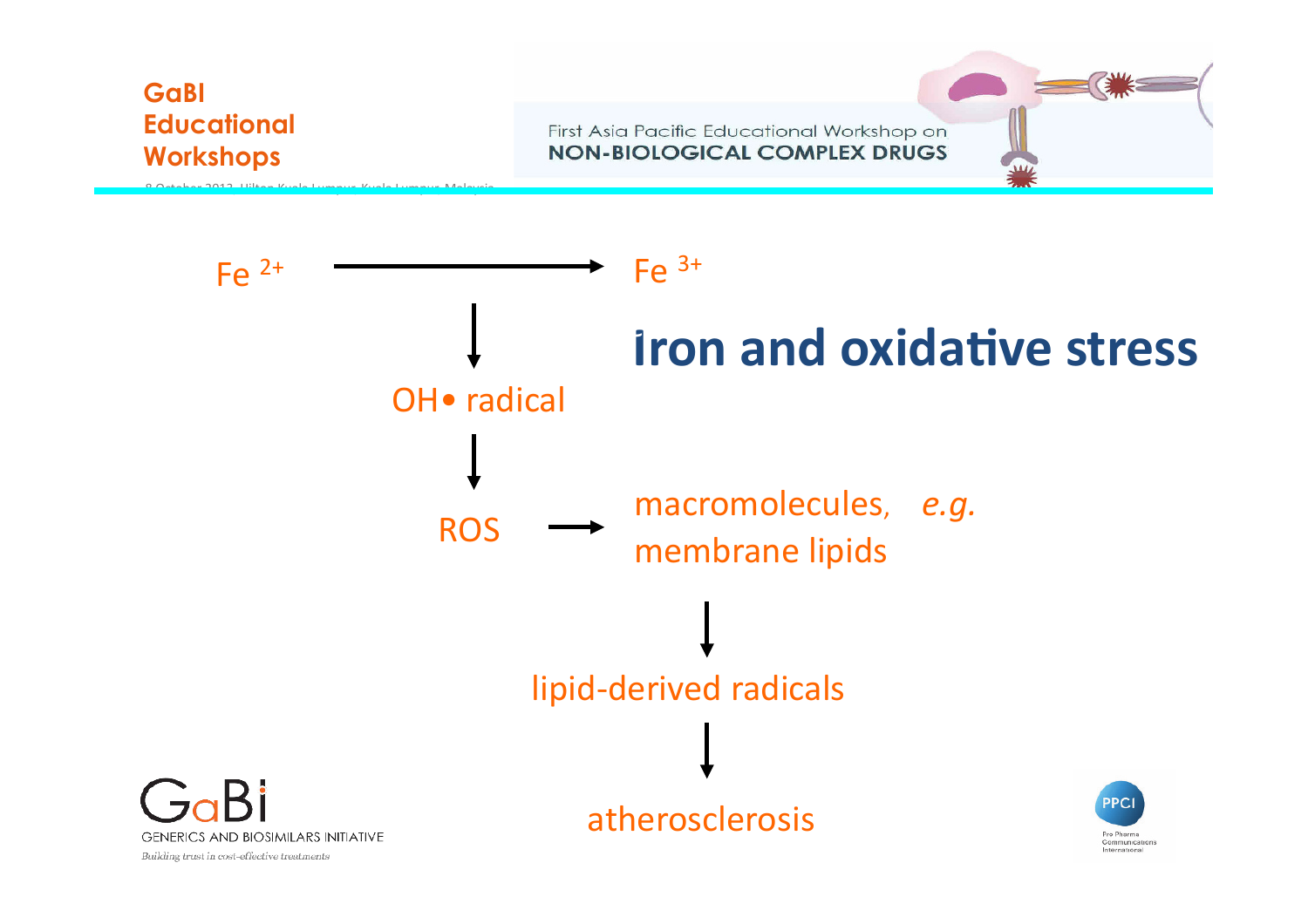# iron and oxidative stress

$Fe^{2+}$ → $Fe^{3+}$

↓

OH• radical

↓

ROS → macromolecules, *e.g.* membrane lipids

↓

lipid-derived radicals

↓

atherosclerosis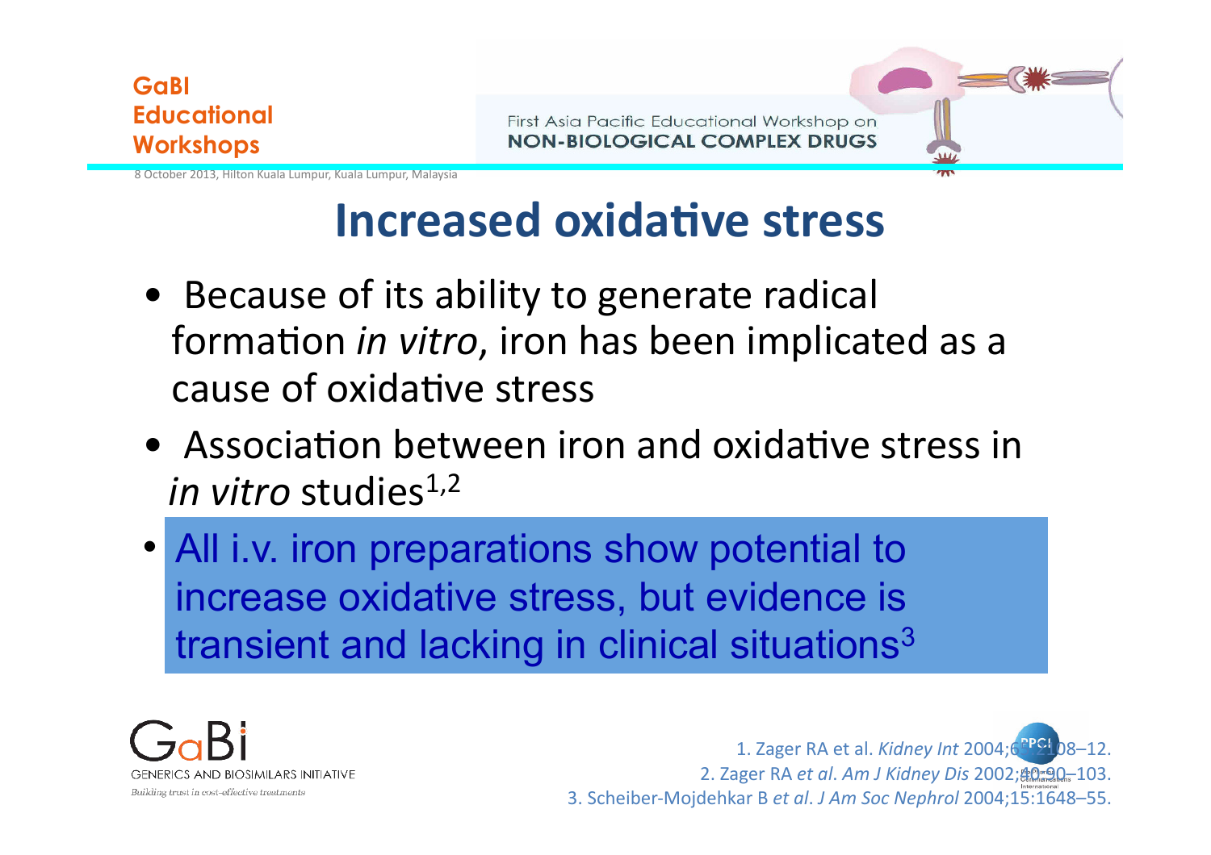# Increased oxidative stress

- Because of its ability to generate radical formation *in vitro*, iron has been implicated as a cause of oxidative stress
- Association between iron and oxidative stress in *in vitro* studies[1,2]
- All i.v. iron preparations show potential to increase oxidative stress, but evidence is transient and lacking in clinical situations[3]

1. Zager RA et al. *Kidney Int* 2004;66:2108–12.
2. Zager RA *et al*. *Am J Kidney Dis* 2002;40:90–103.
3. Scheiber-Mojdehkar B *et al*. *J Am Soc Nephrol* 2004;15:1648–55.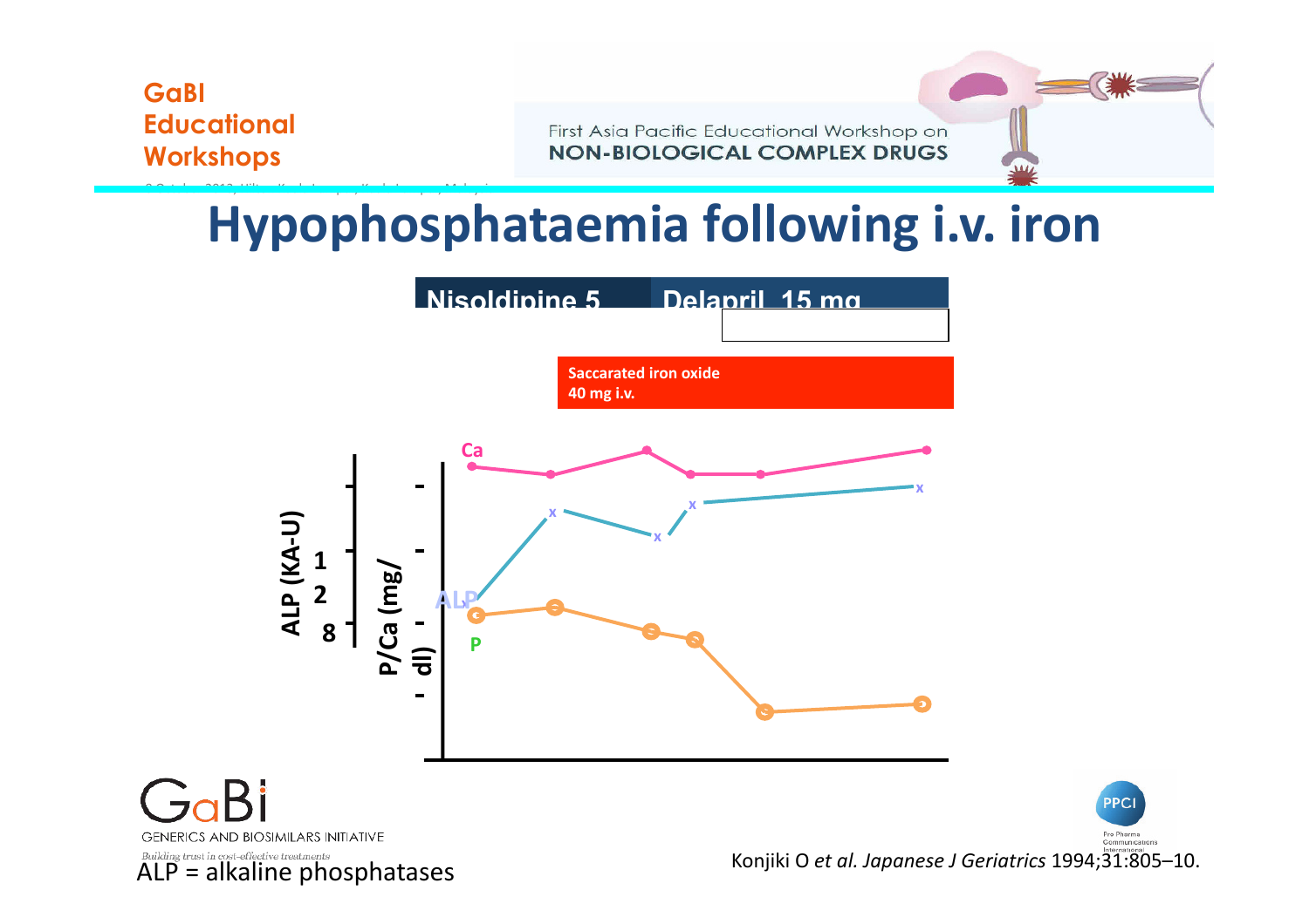# Hypophosphataemia following i.v. iron

Nisoldipine 5 | Delapril 15 mg

Saccarated iron oxide 40 mg i.v.

Ca

ALP

P

ALP (KA-U) 1 2 8

P/Ca (mg/dl)

ALP = alkaline phosphatases

Konjiki O *et al. Japanese J Geriatrics* 1994;31:805–10.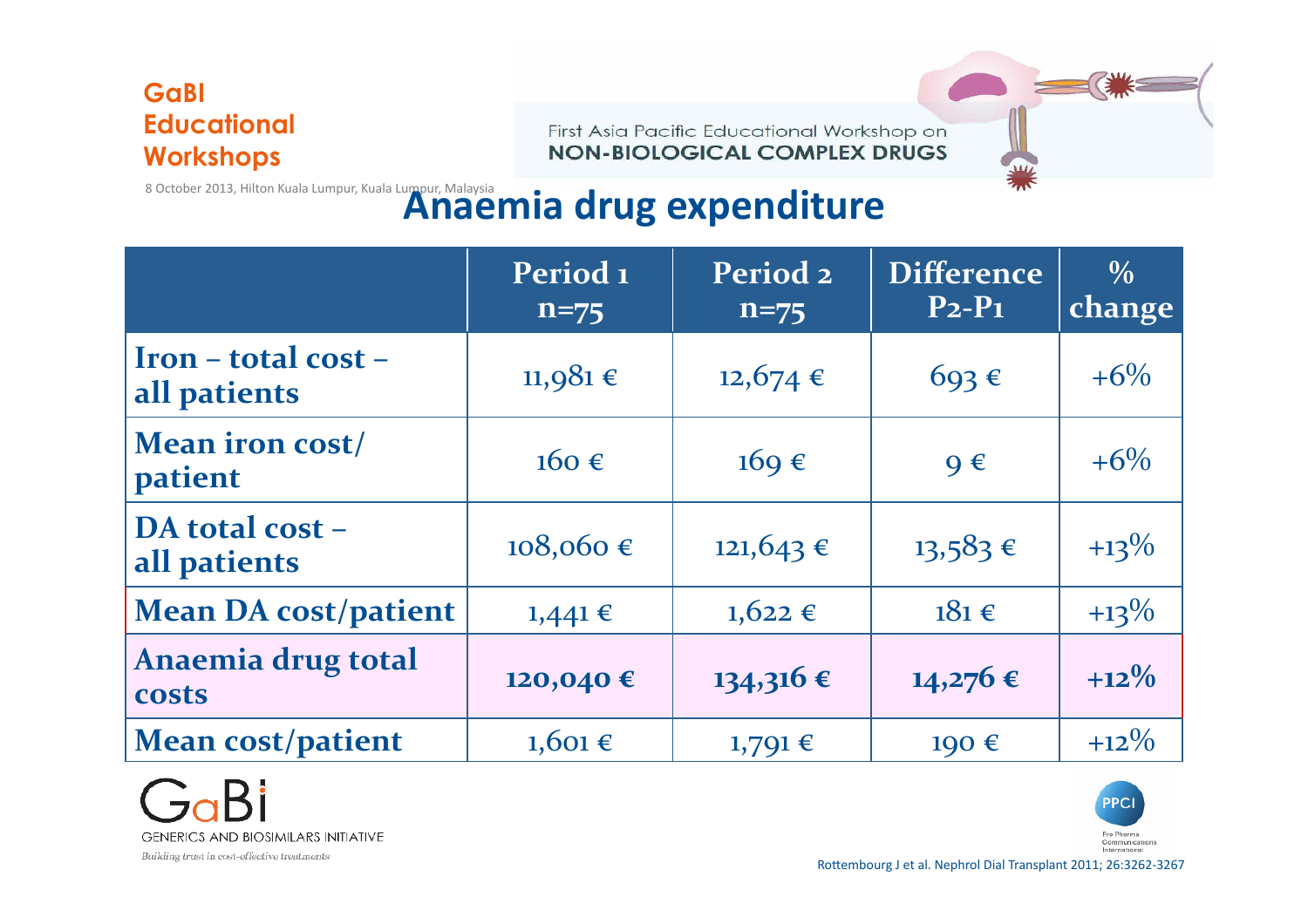## Anaemia drug expenditure

| | Period 1 n=75 | Period 2 n=75 | Difference P2-P1 | % change |
|---|---|---|---|---|
| **Iron – total cost – all patients** | 11,981 € | 12,674 € | 693 € | +6% |
| **Mean iron cost/ patient** | 160 € | 169 € | 9 € | +6% |
| **DA total cost – all patients** | 108,060 € | 121,643 € | 13,583 € | +13% |
| **Mean DA cost/patient** | 1,441 € | 1,622 € | 181 € | +13% |
| **Anaemia drug total costs** | **120,040 €** | **134,316 €** | **14,276 €** | **+12%** |
| **Mean cost/patient** | 1,601 € | 1,791 € | 190 € | +12% |

Rottembourg J et al. Nephrol Dial Transplant 2011; 26:3262-3267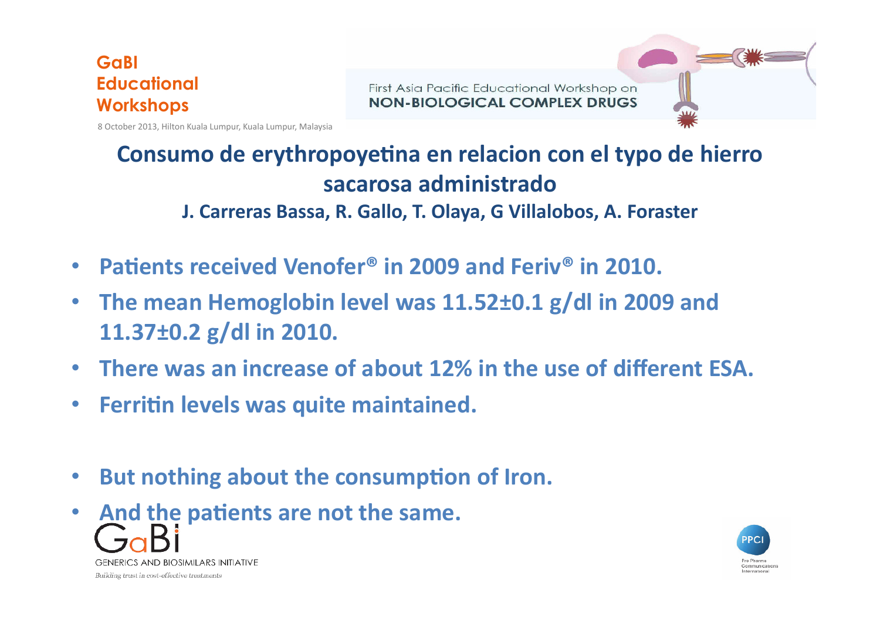## Consumo de erythropoyetina en relacion con el typo de hierro sacarosa administrado

**J. Carreras Bassa, R. Gallo, T. Olaya, G Villalobos, A. Foraster**

- **Patients received Venofer® in 2009 and Feriv® in 2010.**
- **The mean Hemoglobin level was 11.52±0.1 g/dl in 2009 and 11.37±0.2 g/dl in 2010.**
- **There was an increase of about 12% in the use of different ESA.**
- **Ferritin levels was quite maintained.**

- **But nothing about the consumption of Iron.**
- **And the patients are not the same.**